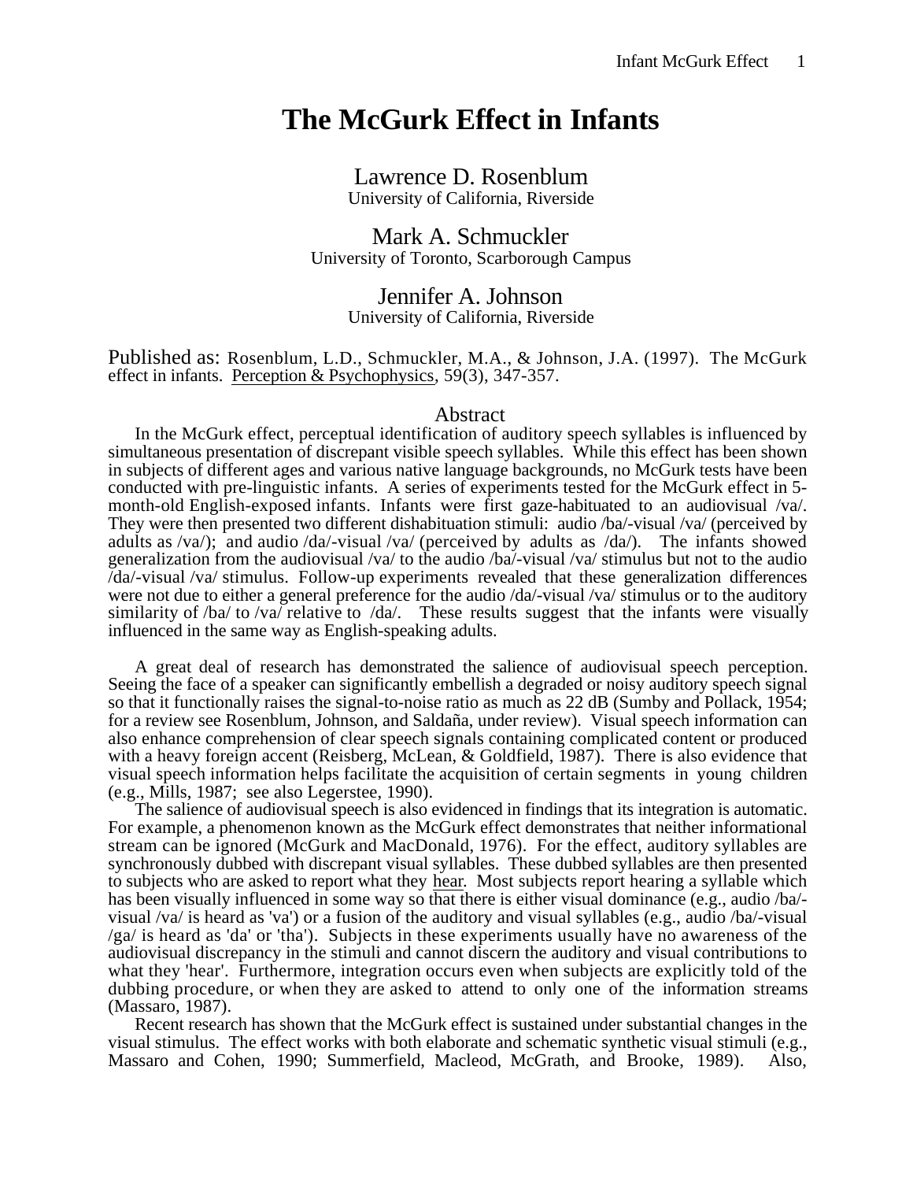# The McGurk Effect in Infants

Lawrence D. Rosenblum
University of California, Riverside

Mark A. Schmuckler
University of Toronto, Scarborough Campus

Jennifer A. Johnson
University of California, Riverside

Published as: Rosenblum, L.D., Schmuckler, M.A., & Johnson, J.A. (1997). The McGurk effect in infants. Perception & Psychophysics, 59(3), 347-357.

## Abstract

In the McGurk effect, perceptual identification of auditory speech syllables is influenced by simultaneous presentation of discrepant visible speech syllables. While this effect has been shown in subjects of different ages and various native language backgrounds, no McGurk tests have been conducted with pre-linguistic infants. A series of experiments tested for the McGurk effect in 5-month-old English-exposed infants. Infants were first gaze-habituated to an audiovisual /va/. They were then presented two different dishabituation stimuli: audio /ba/-visual /va/ (perceived by adults as /va/); and audio /da/-visual /va/ (perceived by adults as /da/). The infants showed generalization from the audiovisual /va/ to the audio /ba/-visual /va/ stimulus but not to the audio /da/-visual /va/ stimulus. Follow-up experiments revealed that these generalization differences were not due to either a general preference for the audio /da/-visual /va/ stimulus or to the auditory similarity of /ba/ to /va/ relative to /da/. These results suggest that the infants were visually influenced in the same way as English-speaking adults.

A great deal of research has demonstrated the salience of audiovisual speech perception. Seeing the face of a speaker can significantly embellish a degraded or noisy auditory speech signal so that it functionally raises the signal-to-noise ratio as much as 22 dB (Sumby and Pollack, 1954; for a review see Rosenblum, Johnson, and Saldaña, under review). Visual speech information can also enhance comprehension of clear speech signals containing complicated content or produced with a heavy foreign accent (Reisberg, McLean, & Goldfield, 1987). There is also evidence that visual speech information helps facilitate the acquisition of certain segments in young children (e.g., Mills, 1987; see also Legerstee, 1990).

The salience of audiovisual speech is also evidenced in findings that its integration is automatic. For example, a phenomenon known as the McGurk effect demonstrates that neither informational stream can be ignored (McGurk and MacDonald, 1976). For the effect, auditory syllables are synchronously dubbed with discrepant visual syllables. These dubbed syllables are then presented to subjects who are asked to report what they hear. Most subjects report hearing a syllable which has been visually influenced in some way so that there is either visual dominance (e.g., audio /ba/-visual /va/ is heard as 'va') or a fusion of the auditory and visual syllables (e.g., audio /ba/-visual /ga/ is heard as 'da' or 'tha'). Subjects in these experiments usually have no awareness of the audiovisual discrepancy in the stimuli and cannot discern the auditory and visual contributions to what they 'hear'. Furthermore, integration occurs even when subjects are explicitly told of the dubbing procedure, or when they are asked to attend to only one of the information streams (Massaro, 1987).

Recent research has shown that the McGurk effect is sustained under substantial changes in the visual stimulus. The effect works with both elaborate and schematic synthetic visual stimuli (e.g., Massaro and Cohen, 1990; Summerfield, Macleod, McGrath, and Brooke, 1989). Also,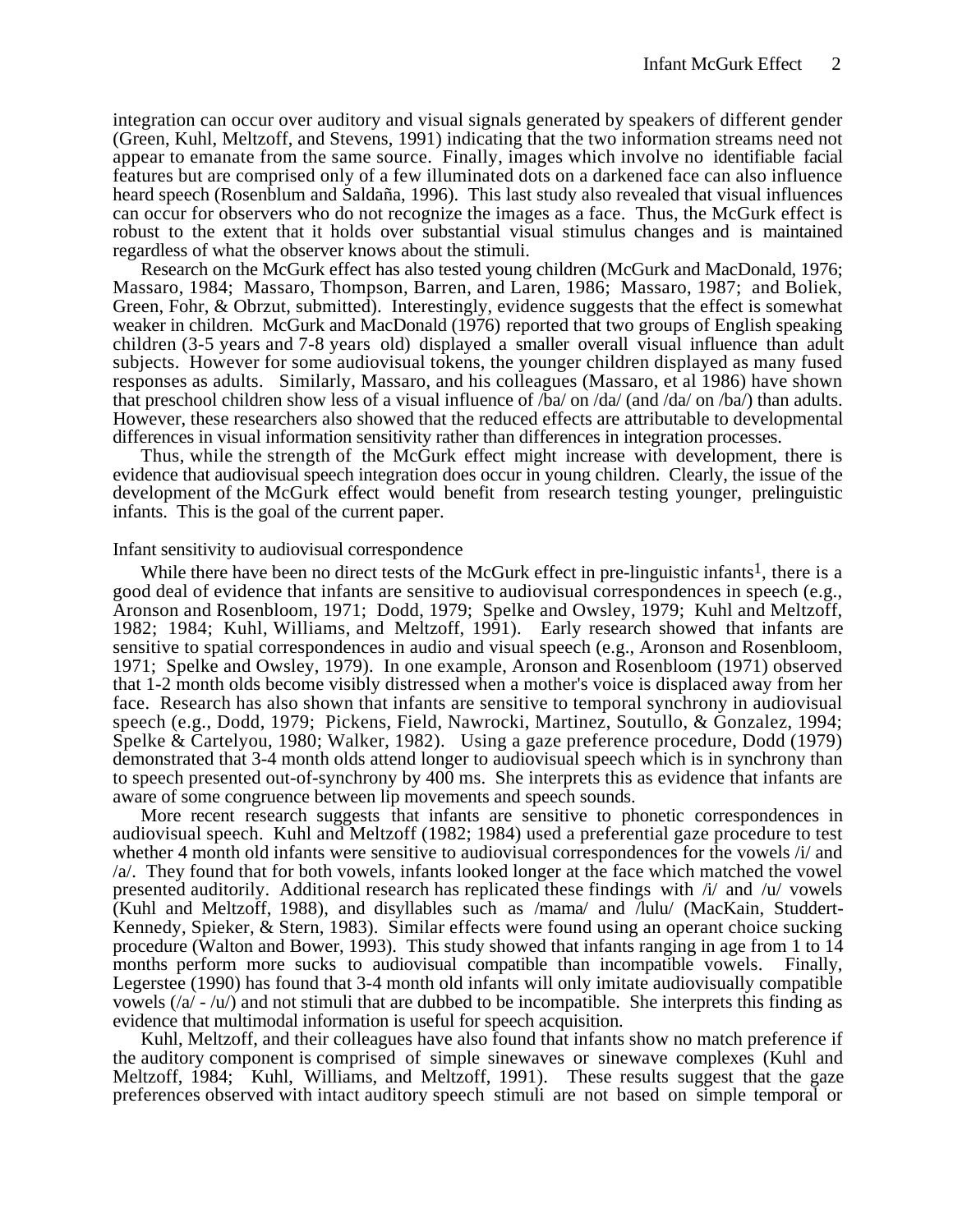integration can occur over auditory and visual signals generated by speakers of different gender (Green, Kuhl, Meltzoff, and Stevens, 1991) indicating that the two information streams need not appear to emanate from the same source. Finally, images which involve no identifiable facial features but are comprised only of a few illuminated dots on a darkened face can also influence heard speech (Rosenblum and Saldaña, 1996). This last study also revealed that visual influences can occur for observers who do not recognize the images as a face. Thus, the McGurk effect is robust to the extent that it holds over substantial visual stimulus changes and is maintained regardless of what the observer knows about the stimuli.

Research on the McGurk effect has also tested young children (McGurk and MacDonald, 1976; Massaro, 1984; Massaro, Thompson, Barren, and Laren, 1986; Massaro, 1987; and Boliek, Green, Fohr, & Obrzut, submitted). Interestingly, evidence suggests that the effect is somewhat weaker in children. McGurk and MacDonald (1976) reported that two groups of English speaking children (3-5 years and 7-8 years old) displayed a smaller overall visual influence than adult subjects. However for some audiovisual tokens, the younger children displayed as many fused responses as adults. Similarly, Massaro, and his colleagues (Massaro, et al 1986) have shown that preschool children show less of a visual influence of /ba/ on /da/ (and /da/ on /ba/) than adults. However, these researchers also showed that the reduced effects are attributable to developmental differences in visual information sensitivity rather than differences in integration processes.

Thus, while the strength of the McGurk effect might increase with development, there is evidence that audiovisual speech integration does occur in young children. Clearly, the issue of the development of the McGurk effect would benefit from research testing younger, prelinguistic infants. This is the goal of the current paper.

## Infant sensitivity to audiovisual correspondence

While there have been no direct tests of the McGurk effect in pre-linguistic infants[1], there is a good deal of evidence that infants are sensitive to audiovisual correspondences in speech (e.g., Aronson and Rosenbloom, 1971; Dodd, 1979; Spelke and Owsley, 1979; Kuhl and Meltzoff, 1982; 1984; Kuhl, Williams, and Meltzoff, 1991). Early research showed that infants are sensitive to spatial correspondences in audio and visual speech (e.g., Aronson and Rosenbloom, 1971; Spelke and Owsley, 1979). In one example, Aronson and Rosenbloom (1971) observed that 1-2 month olds become visibly distressed when a mother's voice is displaced away from her face. Research has also shown that infants are sensitive to temporal synchrony in audiovisual speech (e.g., Dodd, 1979; Pickens, Field, Nawrocki, Martinez, Soutullo, & Gonzalez, 1994; Spelke & Cartelyou, 1980; Walker, 1982). Using a gaze preference procedure, Dodd (1979) demonstrated that 3-4 month olds attend longer to audiovisual speech which is in synchrony than to speech presented out-of-synchrony by 400 ms. She interprets this as evidence that infants are aware of some congruence between lip movements and speech sounds.

More recent research suggests that infants are sensitive to phonetic correspondences in audiovisual speech. Kuhl and Meltzoff (1982; 1984) used a preferential gaze procedure to test whether 4 month old infants were sensitive to audiovisual correspondences for the vowels /i/ and /a/. They found that for both vowels, infants looked longer at the face which matched the vowel presented auditorily. Additional research has replicated these findings with /i/ and /u/ vowels (Kuhl and Meltzoff, 1988), and disyllables such as /mama/ and /lulu/ (MacKain, Studdert-Kennedy, Spieker, & Stern, 1983). Similar effects were found using an operant choice sucking procedure (Walton and Bower, 1993). This study showed that infants ranging in age from 1 to 14 months perform more sucks to audiovisual compatible than incompatible vowels. Finally, Legerstee (1990) has found that 3-4 month old infants will only imitate audiovisually compatible vowels (/a/ - /u/) and not stimuli that are dubbed to be incompatible. She interprets this finding as evidence that multimodal information is useful for speech acquisition.

Kuhl, Meltzoff, and their colleagues have also found that infants show no match preference if the auditory component is comprised of simple sinewaves or sinewave complexes (Kuhl and Meltzoff, 1984; Kuhl, Williams, and Meltzoff, 1991). These results suggest that the gaze preferences observed with intact auditory speech stimuli are not based on simple temporal or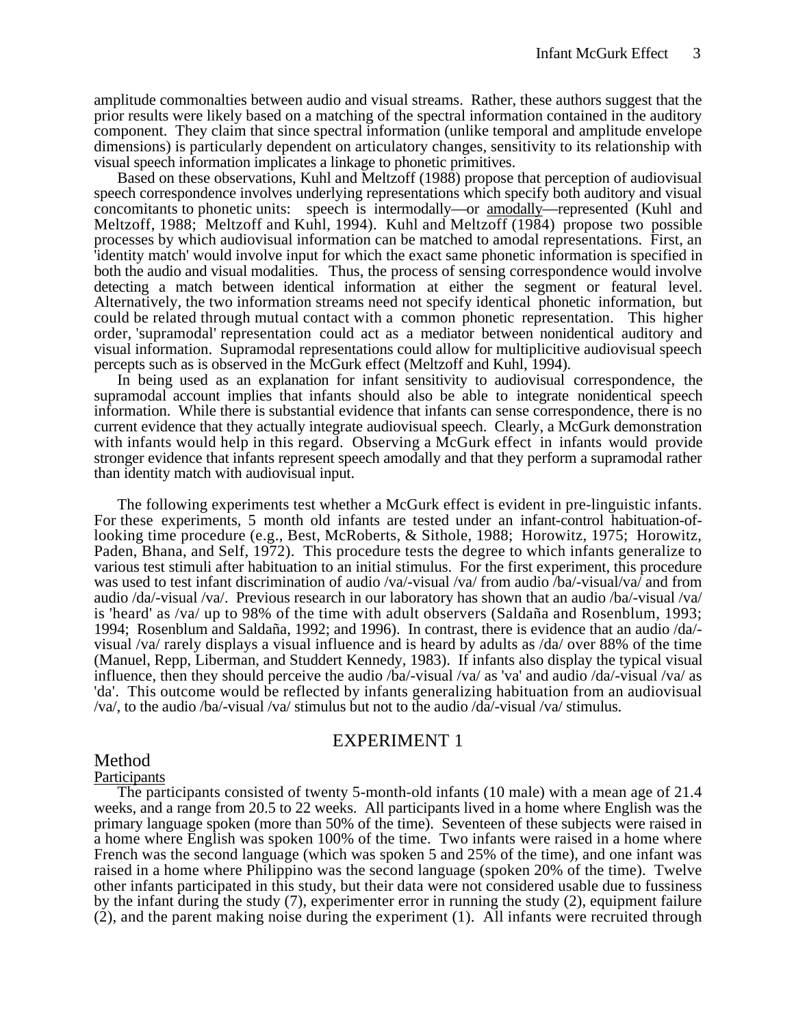amplitude commonalties between audio and visual streams. Rather, these authors suggest that the prior results were likely based on a matching of the spectral information contained in the auditory component. They claim that since spectral information (unlike temporal and amplitude envelope dimensions) is particularly dependent on articulatory changes, sensitivity to its relationship with visual speech information implicates a linkage to phonetic primitives.

Based on these observations, Kuhl and Meltzoff (1988) propose that perception of audiovisual speech correspondence involves underlying representations which specify both auditory and visual concomitants to phonetic units: speech is intermodally—or amodally—represented (Kuhl and Meltzoff, 1988; Meltzoff and Kuhl, 1994). Kuhl and Meltzoff (1984) propose two possible processes by which audiovisual information can be matched to amodal representations. First, an 'identity match' would involve input for which the exact same phonetic information is specified in both the audio and visual modalities. Thus, the process of sensing correspondence would involve detecting a match between identical information at either the segment or featural level. Alternatively, the two information streams need not specify identical phonetic information, but could be related through mutual contact with a common phonetic representation. This higher order, 'supramodal' representation could act as a mediator between nonidentical auditory and visual information. Supramodal representations could allow for multiplicitive audiovisual speech percepts such as is observed in the McGurk effect (Meltzoff and Kuhl, 1994).

In being used as an explanation for infant sensitivity to audiovisual correspondence, the supramodal account implies that infants should also be able to integrate nonidentical speech information. While there is substantial evidence that infants can sense correspondence, there is no current evidence that they actually integrate audiovisual speech. Clearly, a McGurk demonstration with infants would help in this regard. Observing a McGurk effect in infants would provide stronger evidence that infants represent speech amodally and that they perform a supramodal rather than identity match with audiovisual input.

The following experiments test whether a McGurk effect is evident in pre-linguistic infants. For these experiments, 5 month old infants are tested under an infant-control habituation-of-looking time procedure (e.g., Best, McRoberts, & Sithole, 1988; Horowitz, 1975; Horowitz, Paden, Bhana, and Self, 1972). This procedure tests the degree to which infants generalize to various test stimuli after habituation to an initial stimulus. For the first experiment, this procedure was used to test infant discrimination of audio /va/-visual /va/ from audio /ba/-visual/va/ and from audio /da/-visual /va/. Previous research in our laboratory has shown that an audio /ba/-visual /va/ is 'heard' as /va/ up to 98% of the time with adult observers (Saldaña and Rosenblum, 1993; 1994; Rosenblum and Saldaña, 1992; and 1996). In contrast, there is evidence that an audio /da/-visual /va/ rarely displays a visual influence and is heard by adults as /da/ over 88% of the time (Manuel, Repp, Liberman, and Studdert Kennedy, 1983). If infants also display the typical visual influence, then they should perceive the audio /ba/-visual /va/ as 'va' and audio /da/-visual /va/ as 'da'. This outcome would be reflected by infants generalizing habituation from an audiovisual /va/, to the audio /ba/-visual /va/ stimulus but not to the audio /da/-visual /va/ stimulus.

## EXPERIMENT 1

### Method

#### Participants

The participants consisted of twenty 5-month-old infants (10 male) with a mean age of 21.4 weeks, and a range from 20.5 to 22 weeks. All participants lived in a home where English was the primary language spoken (more than 50% of the time). Seventeen of these subjects were raised in a home where English was spoken 100% of the time. Two infants were raised in a home where French was the second language (which was spoken 5 and 25% of the time), and one infant was raised in a home where Philippino was the second language (spoken 20% of the time). Twelve other infants participated in this study, but their data were not considered usable due to fussiness by the infant during the study (7), experimenter error in running the study (2), equipment failure (2), and the parent making noise during the experiment (1). All infants were recruited through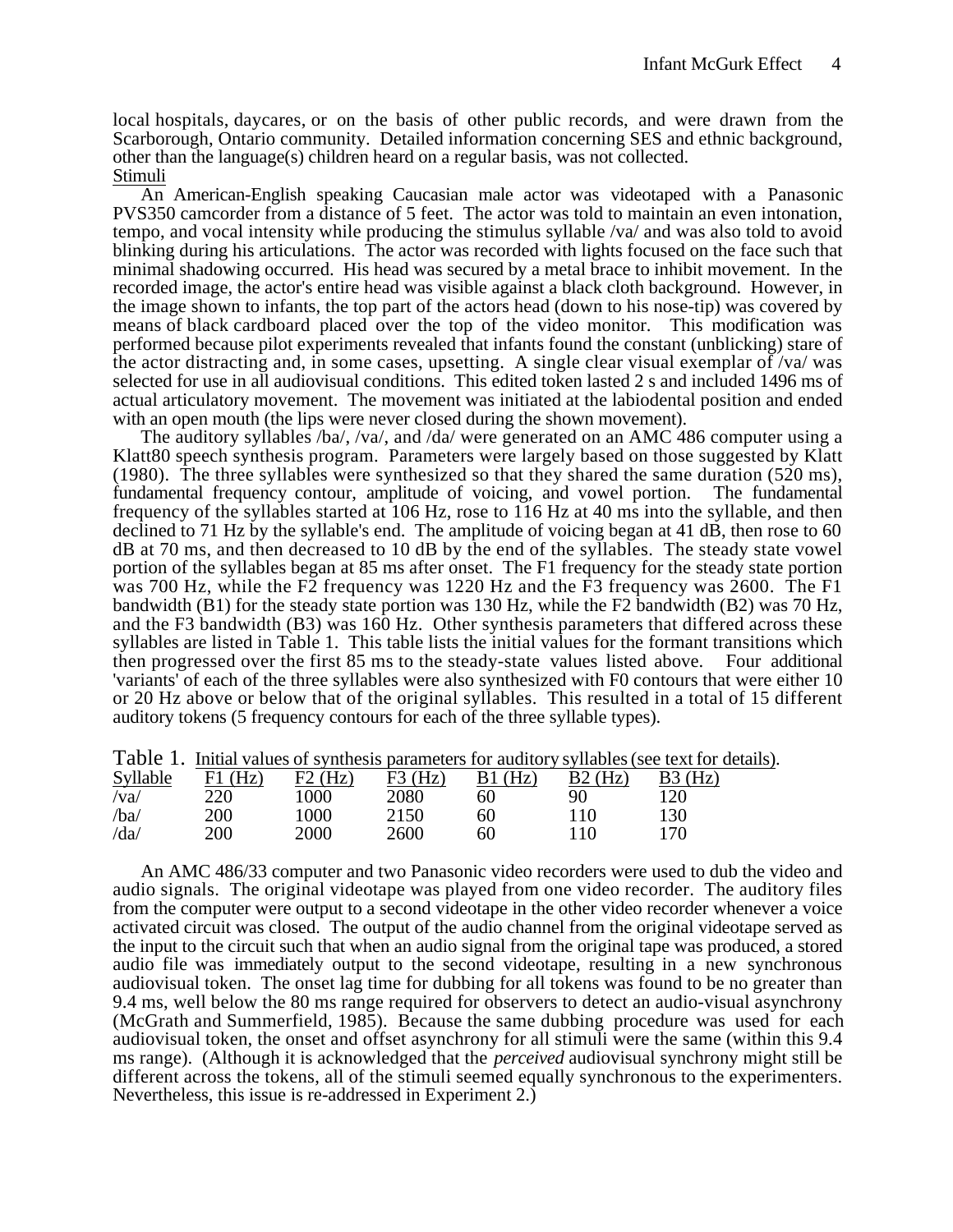local hospitals, daycares, or on the basis of other public records, and were drawn from the Scarborough, Ontario community. Detailed information concerning SES and ethnic background, other than the language(s) children heard on a regular basis, was not collected.

Stimuli

An American-English speaking Caucasian male actor was videotaped with a Panasonic PVS350 camcorder from a distance of 5 feet. The actor was told to maintain an even intonation, tempo, and vocal intensity while producing the stimulus syllable /va/ and was also told to avoid blinking during his articulations. The actor was recorded with lights focused on the face such that minimal shadowing occurred. His head was secured by a metal brace to inhibit movement. In the recorded image, the actor's entire head was visible against a black cloth background. However, in the image shown to infants, the top part of the actors head (down to his nose-tip) was covered by means of black cardboard placed over the top of the video monitor. This modification was performed because pilot experiments revealed that infants found the constant (unblicking) stare of the actor distracting and, in some cases, upsetting. A single clear visual exemplar of /va/ was selected for use in all audiovisual conditions. This edited token lasted 2 s and included 1496 ms of actual articulatory movement. The movement was initiated at the labiodental position and ended with an open mouth (the lips were never closed during the shown movement).

The auditory syllables /ba/, /va/, and /da/ were generated on an AMC 486 computer using a Klatt80 speech synthesis program. Parameters were largely based on those suggested by Klatt (1980). The three syllables were synthesized so that they shared the same duration (520 ms), fundamental frequency contour, amplitude of voicing, and vowel portion. The fundamental frequency of the syllables started at 106 Hz, rose to 116 Hz at 40 ms into the syllable, and then declined to 71 Hz by the syllable's end. The amplitude of voicing began at 41 dB, then rose to 60 dB at 70 ms, and then decreased to 10 dB by the end of the syllables. The steady state vowel portion of the syllables began at 85 ms after onset. The F1 frequency for the steady state portion was 700 Hz, while the F2 frequency was 1220 Hz and the F3 frequency was 2600. The F1 bandwidth (B1) for the steady state portion was 130 Hz, while the F2 bandwidth (B2) was 70 Hz, and the F3 bandwidth (B3) was 160 Hz. Other synthesis parameters that differed across these syllables are listed in Table 1. This table lists the initial values for the formant transitions which then progressed over the first 85 ms to the steady-state values listed above. Four additional 'variants' of each of the three syllables were also synthesized with F0 contours that were either 10 or 20 Hz above or below that of the original syllables. This resulted in a total of 15 different auditory tokens (5 frequency contours for each of the three syllable types).

Table 1. Initial values of synthesis parameters for auditory syllables (see text for details).

| Syllable | F1 (Hz) | F2 (Hz) | F3 (Hz) | B1 (Hz) | B2 (Hz) | B3 (Hz) |
|---|---|---|---|---|---|---|
| /va/ | 220 | 1000 | 2080 | 60 | 90 | 120 |
| /ba/ | 200 | 1000 | 2150 | 60 | 110 | 130 |
| /da/ | 200 | 2000 | 2600 | 60 | 110 | 170 |

An AMC 486/33 computer and two Panasonic video recorders were used to dub the video and audio signals. The original videotape was played from one video recorder. The auditory files from the computer were output to a second videotape in the other video recorder whenever a voice activated circuit was closed. The output of the audio channel from the original videotape served as the input to the circuit such that when an audio signal from the original tape was produced, a stored audio file was immediately output to the second videotape, resulting in a new synchronous audiovisual token. The onset lag time for dubbing for all tokens was found to be no greater than 9.4 ms, well below the 80 ms range required for observers to detect an audio-visual asynchrony (McGrath and Summerfield, 1985). Because the same dubbing procedure was used for each audiovisual token, the onset and offset asynchrony for all stimuli were the same (within this 9.4 ms range). (Although it is acknowledged that the *perceived* audiovisual synchrony might still be different across the tokens, all of the stimuli seemed equally synchronous to the experimenters. Nevertheless, this issue is re-addressed in Experiment 2.)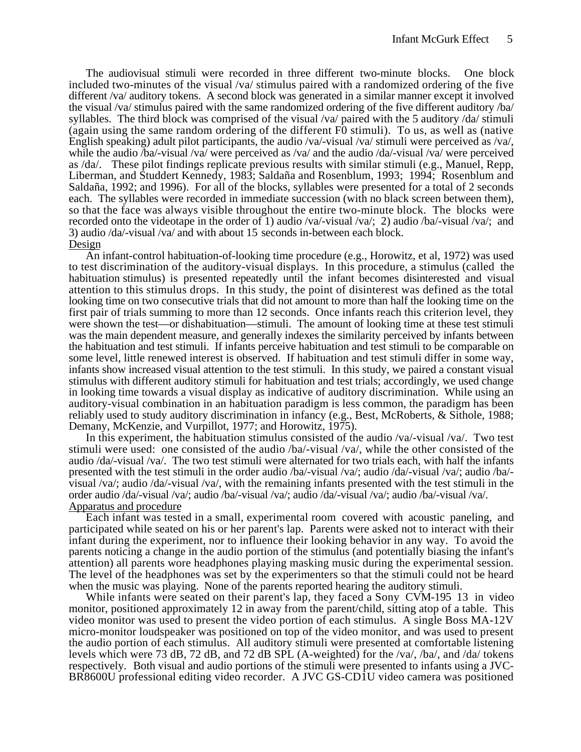The audiovisual stimuli were recorded in three different two-minute blocks. One block included two-minutes of the visual /va/ stimulus paired with a randomized ordering of the five different /va/ auditory tokens. A second block was generated in a similar manner except it involved the visual /va/ stimulus paired with the same randomized ordering of the five different auditory /ba/ syllables. The third block was comprised of the visual /va/ paired with the 5 auditory /da/ stimuli (again using the same random ordering of the different F0 stimuli). To us, as well as (native English speaking) adult pilot participants, the audio /va/-visual /va/ stimuli were perceived as /va/, while the audio /ba/-visual /va/ were perceived as /va/ and the audio /da/-visual /va/ were perceived as /da/. These pilot findings replicate previous results with similar stimuli (e.g., Manuel, Repp, Liberman, and Studdert Kennedy, 1983; Saldaña and Rosenblum, 1993; 1994; Rosenblum and Saldaña, 1992; and 1996). For all of the blocks, syllables were presented for a total of 2 seconds each. The syllables were recorded in immediate succession (with no black screen between them), so that the face was always visible throughout the entire two-minute block. The blocks were recorded onto the videotape in the order of 1) audio /va/-visual /va/; 2) audio /ba/-visual /va/; and 3) audio /da/-visual /va/ and with about 15 seconds in-between each block.

Design

An infant-control habituation-of-looking time procedure (e.g., Horowitz, et al, 1972) was used to test discrimination of the auditory-visual displays. In this procedure, a stimulus (called the habituation stimulus) is presented repeatedly until the infant becomes disinterested and visual attention to this stimulus drops. In this study, the point of disinterest was defined as the total looking time on two consecutive trials that did not amount to more than half the looking time on the first pair of trials summing to more than 12 seconds. Once infants reach this criterion level, they were shown the test—or dishabituation—stimuli. The amount of looking time at these test stimuli was the main dependent measure, and generally indexes the similarity perceived by infants between the habituation and test stimuli. If infants perceive habituation and test stimuli to be comparable on some level, little renewed interest is observed. If habituation and test stimuli differ in some way, infants show increased visual attention to the test stimuli. In this study, we paired a constant visual stimulus with different auditory stimuli for habituation and test trials; accordingly, we used change in looking time towards a visual display as indicative of auditory discrimination. While using an auditory-visual combination in an habituation paradigm is less common, the paradigm has been reliably used to study auditory discrimination in infancy (e.g., Best, McRoberts, & Sithole, 1988; Demany, McKenzie, and Vurpillot, 1977; and Horowitz, 1975).

In this experiment, the habituation stimulus consisted of the audio /va/-visual /va/. Two test stimuli were used: one consisted of the audio /ba/-visual /va/, while the other consisted of the audio /da/-visual /va/. The two test stimuli were alternated for two trials each, with half the infants presented with the test stimuli in the order audio /ba/-visual /va/; audio /da/-visual /va/; audio /ba/-visual /va/; audio /da/-visual /va/, with the remaining infants presented with the test stimuli in the order audio /da/-visual /va/; audio /ba/-visual /va/; audio /da/-visual /va/; audio /ba/-visual /va/.

Apparatus and procedure

Each infant was tested in a small, experimental room covered with acoustic paneling, and participated while seated on his or her parent's lap. Parents were asked not to interact with their infant during the experiment, nor to influence their looking behavior in any way. To avoid the parents noticing a change in the audio portion of the stimulus (and potentially biasing the infant's attention) all parents wore headphones playing masking music during the experimental session. The level of the headphones was set by the experimenters so that the stimuli could not be heard when the music was playing. None of the parents reported hearing the auditory stimuli.

While infants were seated on their parent's lap, they faced a Sony CVM-195 13 in video monitor, positioned approximately 12 in away from the parent/child, sitting atop of a table. This video monitor was used to present the video portion of each stimulus. A single Boss MA-12V micro-monitor loudspeaker was positioned on top of the video monitor, and was used to present the audio portion of each stimulus. All auditory stimuli were presented at comfortable listening levels which were 73 dB, 72 dB, and 72 dB SPL (A-weighted) for the /va/, /ba/, and /da/ tokens respectively. Both visual and audio portions of the stimuli were presented to infants using a JVC-BR8600U professional editing video recorder. A JVC GS-CD1U video camera was positioned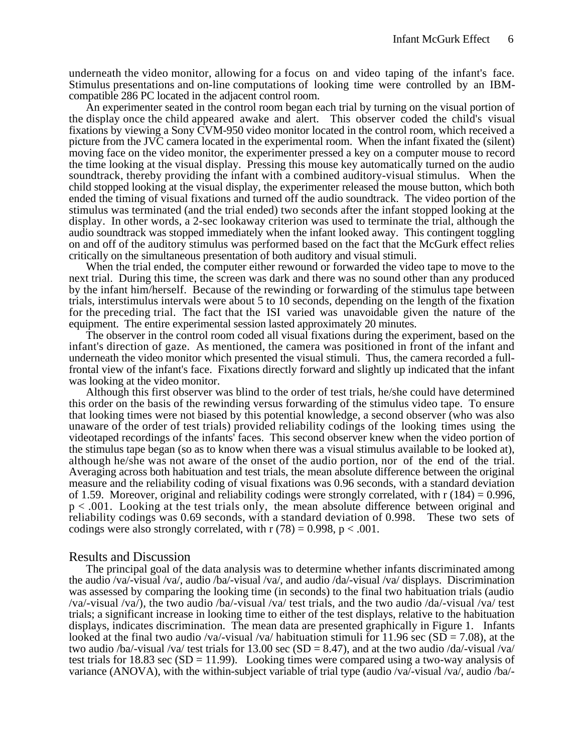underneath the video monitor, allowing for a focus on and video taping of the infant's face. Stimulus presentations and on-line computations of looking time were controlled by an IBM-compatible 286 PC located in the adjacent control room.

An experimenter seated in the control room began each trial by turning on the visual portion of the display once the child appeared awake and alert. This observer coded the child's visual fixations by viewing a Sony CVM-950 video monitor located in the control room, which received a picture from the JVC camera located in the experimental room. When the infant fixated the (silent) moving face on the video monitor, the experimenter pressed a key on a computer mouse to record the time looking at the visual display. Pressing this mouse key automatically turned on the audio soundtrack, thereby providing the infant with a combined auditory-visual stimulus. When the child stopped looking at the visual display, the experimenter released the mouse button, which both ended the timing of visual fixations and turned off the audio soundtrack. The video portion of the stimulus was terminated (and the trial ended) two seconds after the infant stopped looking at the display. In other words, a 2-sec lookaway criterion was used to terminate the trial, although the audio soundtrack was stopped immediately when the infant looked away. This contingent toggling on and off of the auditory stimulus was performed based on the fact that the McGurk effect relies critically on the simultaneous presentation of both auditory and visual stimuli.

When the trial ended, the computer either rewound or forwarded the video tape to move to the next trial. During this time, the screen was dark and there was no sound other than any produced by the infant him/herself. Because of the rewinding or forwarding of the stimulus tape between trials, interstimulus intervals were about 5 to 10 seconds, depending on the length of the fixation for the preceding trial. The fact that the ISI varied was unavoidable given the nature of the equipment. The entire experimental session lasted approximately 20 minutes.

The observer in the control room coded all visual fixations during the experiment, based on the infant's direction of gaze. As mentioned, the camera was positioned in front of the infant and underneath the video monitor which presented the visual stimuli. Thus, the camera recorded a full-frontal view of the infant's face. Fixations directly forward and slightly up indicated that the infant was looking at the video monitor.

Although this first observer was blind to the order of test trials, he/she could have determined this order on the basis of the rewinding versus forwarding of the stimulus video tape. To ensure that looking times were not biased by this potential knowledge, a second observer (who was also unaware of the order of test trials) provided reliability codings of the looking times using the videotaped recordings of the infants' faces. This second observer knew when the video portion of the stimulus tape began (so as to know when there was a visual stimulus available to be looked at), although he/she was not aware of the onset of the audio portion, nor of the end of the trial. Averaging across both habituation and test trials, the mean absolute difference between the original measure and the reliability coding of visual fixations was 0.96 seconds, with a standard deviation of 1.59. Moreover, original and reliability codings were strongly correlated, with $r(184) = 0.996$, $p < .001$. Looking at the test trials only, the mean absolute difference between original and reliability codings was 0.69 seconds, with a standard deviation of 0.998. These two sets of codings were also strongly correlated, with $r(78) = 0.998$, $p < .001$.

## Results and Discussion

The principal goal of the data analysis was to determine whether infants discriminated among the audio /va/-visual /va/, audio /ba/-visual /va/, and audio /da/-visual /va/ displays. Discrimination was assessed by comparing the looking time (in seconds) to the final two habituation trials (audio /va/-visual /va/), the two audio /ba/-visual /va/ test trials, and the two audio /da/-visual /va/ test trials; a significant increase in looking time to either of the test displays, relative to the habituation displays, indicates discrimination. The mean data are presented graphically in Figure 1. Infants looked at the final two audio /va/-visual /va/ habituation stimuli for 11.96 sec (SD = 7.08), at the two audio /ba/-visual /va/ test trials for 13.00 sec (SD = 8.47), and at the two audio /da/-visual /va/ test trials for 18.83 sec (SD = 11.99). Looking times were compared using a two-way analysis of variance (ANOVA), with the within-subject variable of trial type (audio /va/-visual /va/, audio /ba/-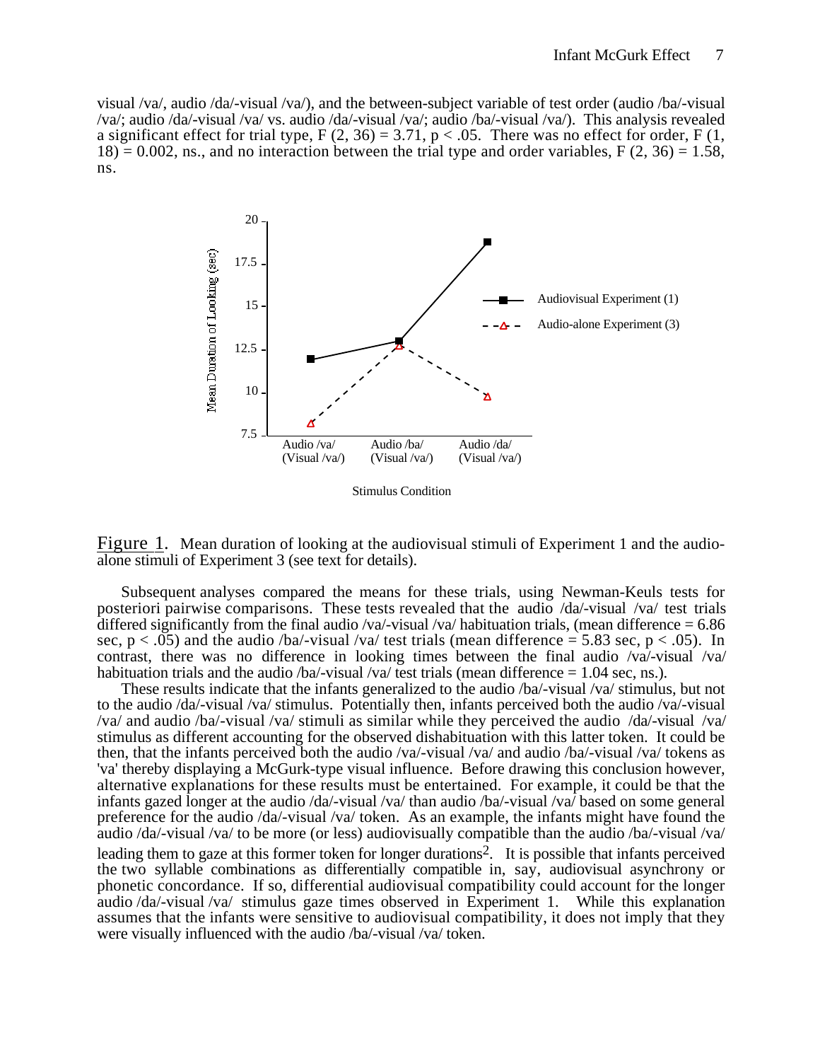visual /va/, audio /da/-visual /va/), and the between-subject variable of test order (audio /ba/-visual /va/; audio /da/-visual /va/ vs. audio /da/-visual /va/; audio /ba/-visual /va/). This analysis revealed a significant effect for trial type, $F(2, 36) = 3.71$, $p < .05$. There was no effect for order, $F(1, 18) = 0.002$, ns., and no interaction between the trial type and order variables, $F(2, 36) = 1.58$, ns.

Figure 1. Mean duration of looking at the audiovisual stimuli of Experiment 1 and the audio-alone stimuli of Experiment 3 (see text for details).

Subsequent analyses compared the means for these trials, using Newman-Keuls tests for posteriori pairwise comparisons. These tests revealed that the audio /da/-visual /va/ test trials differed significantly from the final audio /va/-visual /va/ habituation trials, (mean difference = 6.86 sec, $p < .05$) and the audio /ba/-visual /va/ test trials (mean difference = 5.83 sec, $p < .05$). In contrast, there was no difference in looking times between the final audio /va/-visual /va/ habituation trials and the audio /ba/-visual /va/ test trials (mean difference = 1.04 sec, ns.).

These results indicate that the infants generalized to the audio /ba/-visual /va/ stimulus, but not to the audio /da/-visual /va/ stimulus. Potentially then, infants perceived both the audio /va/-visual /va/ and audio /ba/-visual /va/ stimuli as similar while they perceived the audio /da/-visual /va/ stimulus as different accounting for the observed dishabituation with this latter token. It could be then, that the infants perceived both the audio /va/-visual /va/ and audio /ba/-visual /va/ tokens as 'va' thereby displaying a McGurk-type visual influence. Before drawing this conclusion however, alternative explanations for these results must be entertained. For example, it could be that the infants gazed longer at the audio /da/-visual /va/ than audio /ba/-visual /va/ based on some general preference for the audio /da/-visual /va/ token. As an example, the infants might have found the audio /da/-visual /va/ to be more (or less) audiovisually compatible than the audio /ba/-visual /va/ leading them to gaze at this former token for longer durations[2]. It is possible that infants perceived the two syllable combinations as differentially compatible in, say, audiovisual asynchrony or phonetic concordance. If so, differential audiovisual compatibility could account for the longer audio /da/-visual /va/ stimulus gaze times observed in Experiment 1. While this explanation assumes that the infants were sensitive to audiovisual compatibility, it does not imply that they were visually influenced with the audio /ba/-visual /va/ token.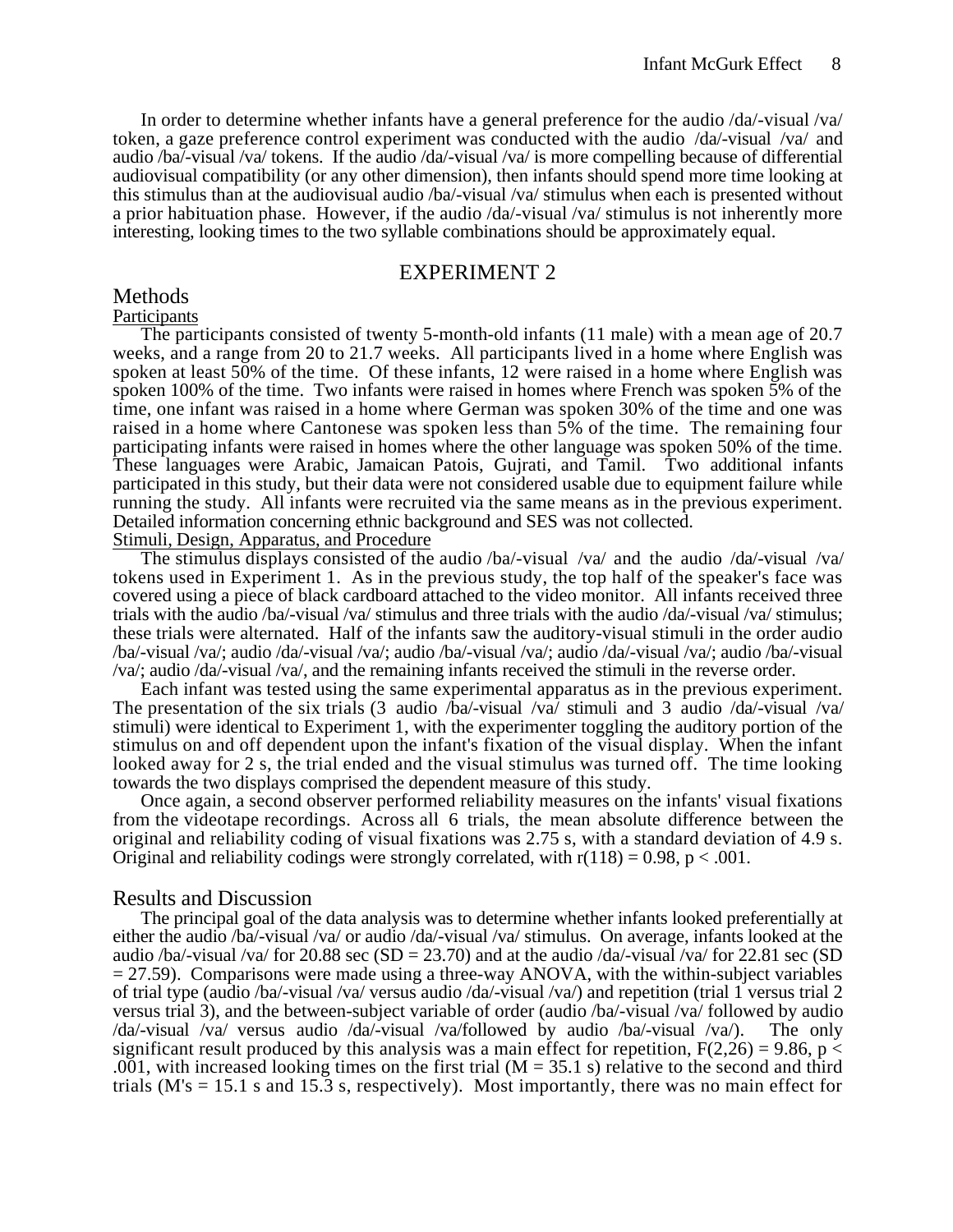In order to determine whether infants have a general preference for the audio /da/-visual /va/ token, a gaze preference control experiment was conducted with the audio /da/-visual /va/ and audio /ba/-visual /va/ tokens. If the audio /da/-visual /va/ is more compelling because of differential audiovisual compatibility (or any other dimension), then infants should spend more time looking at this stimulus than at the audiovisual audio /ba/-visual /va/ stimulus when each is presented without a prior habituation phase. However, if the audio /da/-visual /va/ stimulus is not inherently more interesting, looking times to the two syllable combinations should be approximately equal.

## EXPERIMENT 2

### Methods

#### Participants

The participants consisted of twenty 5-month-old infants (11 male) with a mean age of 20.7 weeks, and a range from 20 to 21.7 weeks. All participants lived in a home where English was spoken at least 50% of the time. Of these infants, 12 were raised in a home where English was spoken 100% of the time. Two infants were raised in homes where French was spoken 5% of the time, one infant was raised in a home where German was spoken 30% of the time and one was raised in a home where Cantonese was spoken less than 5% of the time. The remaining four participating infants were raised in homes where the other language was spoken 50% of the time. These languages were Arabic, Jamaican Patois, Gujrati, and Tamil. Two additional infants participated in this study, but their data were not considered usable due to equipment failure while running the study. All infants were recruited via the same means as in the previous experiment. Detailed information concerning ethnic background and SES was not collected.

#### Stimuli, Design, Apparatus, and Procedure

The stimulus displays consisted of the audio /ba/-visual /va/ and the audio /da/-visual /va/ tokens used in Experiment 1. As in the previous study, the top half of the speaker's face was covered using a piece of black cardboard attached to the video monitor. All infants received three trials with the audio /ba/-visual /va/ stimulus and three trials with the audio /da/-visual /va/ stimulus; these trials were alternated. Half of the infants saw the auditory-visual stimuli in the order audio /ba/-visual /va/; audio /da/-visual /va/; audio /ba/-visual /va/; audio /da/-visual /va/; audio /ba/-visual /va/; audio /da/-visual /va/, and the remaining infants received the stimuli in the reverse order.

Each infant was tested using the same experimental apparatus as in the previous experiment. The presentation of the six trials (3 audio /ba/-visual /va/ stimuli and 3 audio /da/-visual /va/ stimuli) were identical to Experiment 1, with the experimenter toggling the auditory portion of the stimulus on and off dependent upon the infant's fixation of the visual display. When the infant looked away for 2 s, the trial ended and the visual stimulus was turned off. The time looking towards the two displays comprised the dependent measure of this study.

Once again, a second observer performed reliability measures on the infants' visual fixations from the videotape recordings. Across all 6 trials, the mean absolute difference between the original and reliability coding of visual fixations was 2.75 s, with a standard deviation of 4.9 s. Original and reliability codings were strongly correlated, with $r(118) = 0.98$, $p < .001$.

### Results and Discussion

The principal goal of the data analysis was to determine whether infants looked preferentially at either the audio /ba/-visual /va/ or audio /da/-visual /va/ stimulus. On average, infants looked at the audio /ba/-visual /va/ for 20.88 sec (SD = 23.70) and at the audio /da/-visual /va/ for 22.81 sec (SD = 27.59). Comparisons were made using a three-way ANOVA, with the within-subject variables of trial type (audio /ba/-visual /va/ versus audio /da/-visual /va/) and repetition (trial 1 versus trial 2 versus trial 3), and the between-subject variable of order (audio /ba/-visual /va/ followed by audio /da/-visual /va/ versus audio /da/-visual /va/followed by audio /ba/-visual /va/). The only significant result produced by this analysis was a main effect for repetition, $F(2,26) = 9.86$, $p < .001$, with increased looking times on the first trial ($M = 35.1$ s) relative to the second and third trials (M's = 15.1 s and 15.3 s, respectively). Most importantly, there was no main effect for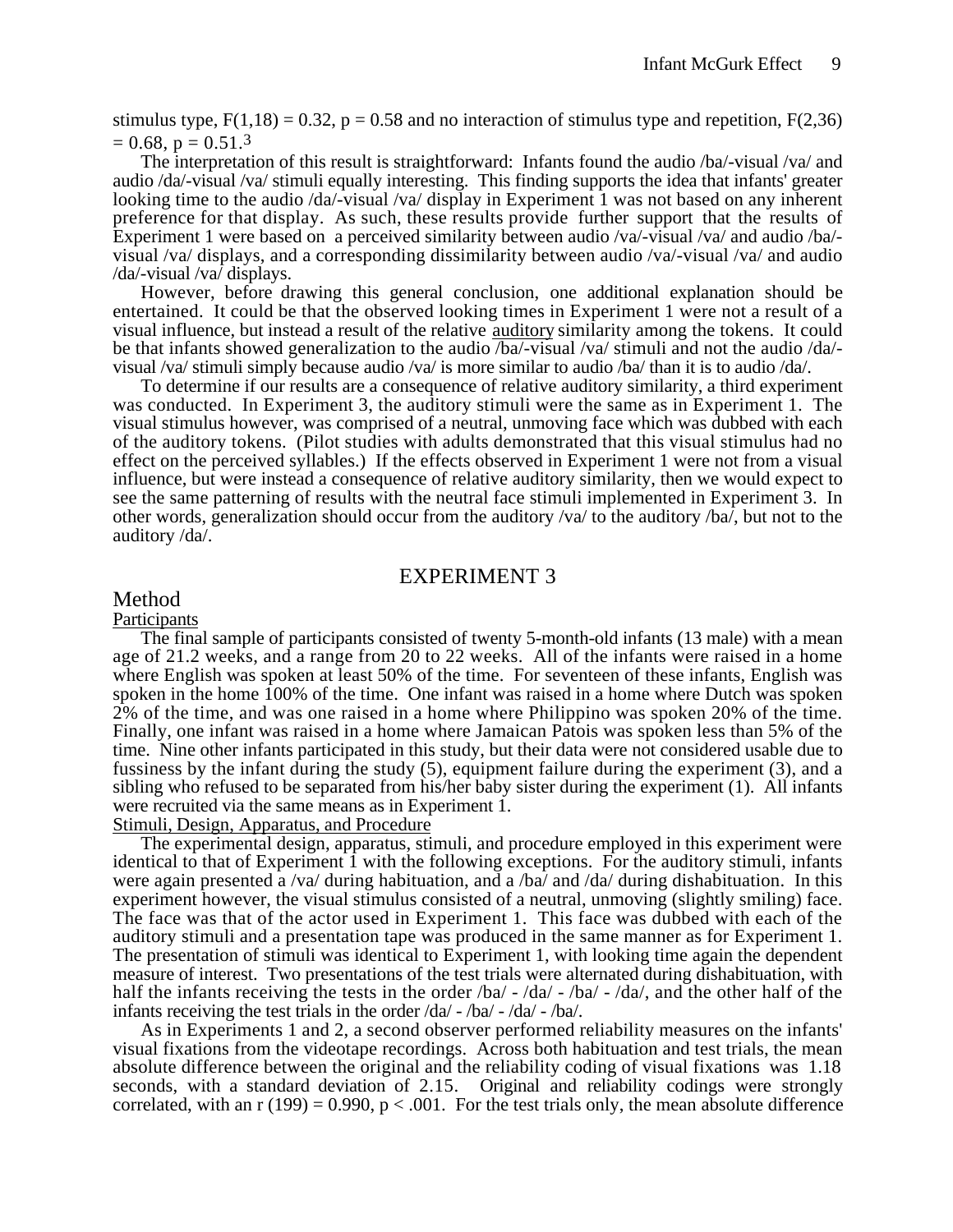stimulus type, $F(1,18) = 0.32$, $p = 0.58$ and no interaction of stimulus type and repetition, $F(2,36) = 0.68$, $p = 0.51$.[3]

The interpretation of this result is straightforward: Infants found the audio /ba/-visual /va/ and audio /da/-visual /va/ stimuli equally interesting. This finding supports the idea that infants' greater looking time to the audio /da/-visual /va/ display in Experiment 1 was not based on any inherent preference for that display. As such, these results provide further support that the results of Experiment 1 were based on a perceived similarity between audio /va/-visual /va/ and audio /ba/-visual /va/ displays, and a corresponding dissimilarity between audio /va/-visual /va/ and audio /da/-visual /va/ displays.

However, before drawing this general conclusion, one additional explanation should be entertained. It could be that the observed looking times in Experiment 1 were not a result of a visual influence, but instead a result of the relative auditory similarity among the tokens. It could be that infants showed generalization to the audio /ba/-visual /va/ stimuli and not the audio /da/-visual /va/ stimuli simply because audio /va/ is more similar to audio /ba/ than it is to audio /da/.

To determine if our results are a consequence of relative auditory similarity, a third experiment was conducted. In Experiment 3, the auditory stimuli were the same as in Experiment 1. The visual stimulus however, was comprised of a neutral, unmoving face which was dubbed with each of the auditory tokens. (Pilot studies with adults demonstrated that this visual stimulus had no effect on the perceived syllables.) If the effects observed in Experiment 1 were not from a visual influence, but were instead a consequence of relative auditory similarity, then we would expect to see the same patterning of results with the neutral face stimuli implemented in Experiment 3. In other words, generalization should occur from the auditory /va/ to the auditory /ba/, but not to the auditory /da/.

## EXPERIMENT 3

### Method

#### Participants

The final sample of participants consisted of twenty 5-month-old infants (13 male) with a mean age of 21.2 weeks, and a range from 20 to 22 weeks. All of the infants were raised in a home where English was spoken at least 50% of the time. For seventeen of these infants, English was spoken in the home 100% of the time. One infant was raised in a home where Dutch was spoken 2% of the time, and was one raised in a home where Philippino was spoken 20% of the time. Finally, one infant was raised in a home where Jamaican Patois was spoken less than 5% of the time. Nine other infants participated in this study, but their data were not considered usable due to fussiness by the infant during the study (5), equipment failure during the experiment (3), and a sibling who refused to be separated from his/her baby sister during the experiment (1). All infants were recruited via the same means as in Experiment 1.

#### Stimuli, Design, Apparatus, and Procedure

The experimental design, apparatus, stimuli, and procedure employed in this experiment were identical to that of Experiment 1 with the following exceptions. For the auditory stimuli, infants were again presented a /va/ during habituation, and a /ba/ and /da/ during dishabituation. In this experiment however, the visual stimulus consisted of a neutral, unmoving (slightly smiling) face. The face was that of the actor used in Experiment 1. This face was dubbed with each of the auditory stimuli and a presentation tape was produced in the same manner as for Experiment 1. The presentation of stimuli was identical to Experiment 1, with looking time again the dependent measure of interest. Two presentations of the test trials were alternated during dishabituation, with half the infants receiving the tests in the order /ba/ - /da/ - /ba/ - /da/, and the other half of the infants receiving the test trials in the order /da/ - /ba/ - /da/ - /ba/.

As in Experiments 1 and 2, a second observer performed reliability measures on the infants' visual fixations from the videotape recordings. Across both habituation and test trials, the mean absolute difference between the original and the reliability coding of visual fixations was 1.18 seconds, with a standard deviation of 2.15. Original and reliability codings were strongly correlated, with an $r(199) = 0.990$, $p < .001$. For the test trials only, the mean absolute difference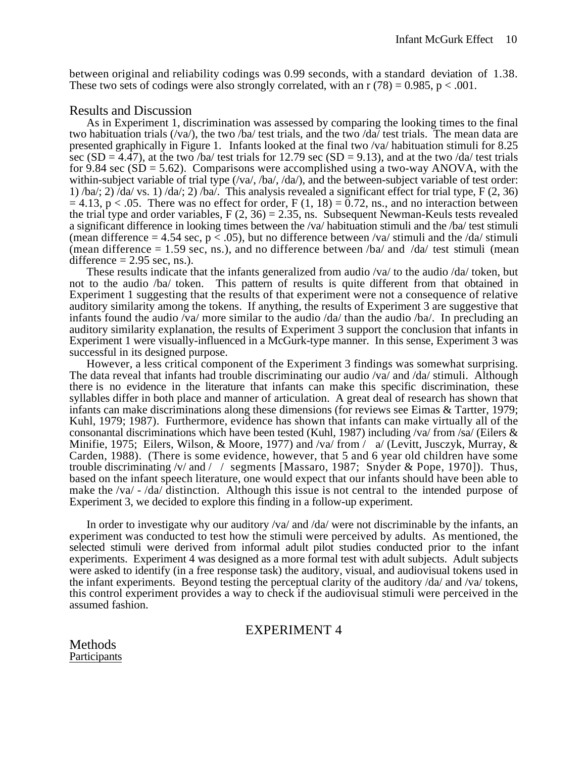between original and reliability codings was 0.99 seconds, with a standard deviation of 1.38. These two sets of codings were also strongly correlated, with an $r(78) = 0.985$, $p < .001$.

## Results and Discussion

As in Experiment 1, discrimination was assessed by comparing the looking times to the final two habituation trials (/va/), the two /ba/ test trials, and the two /da/ test trials. The mean data are presented graphically in Figure 1. Infants looked at the final two /va/ habituation stimuli for 8.25 sec (SD = 4.47), at the two /ba/ test trials for 12.79 sec (SD = 9.13), and at the two /da/ test trials for 9.84 sec (SD = 5.62). Comparisons were accomplished using a two-way ANOVA, with the within-subject variable of trial type (/va/, /ba/, /da/), and the between-subject variable of test order: 1) /ba/; 2) /da/ vs. 1) /da/; 2) /ba/. This analysis revealed a significant effect for trial type, $F(2, 36) = 4.13$, $p < .05$. There was no effect for order, $F(1, 18) = 0.72$, ns., and no interaction between the trial type and order variables, $F(2, 36) = 2.35$, ns. Subsequent Newman-Keuls tests revealed a significant difference in looking times between the /va/ habituation stimuli and the /ba/ test stimuli (mean difference = 4.54 sec, $p < .05$), but no difference between /va/ stimuli and the /da/ stimuli (mean difference = 1.59 sec, ns.), and no difference between /ba/ and /da/ test stimuli (mean difference = 2.95 sec, ns.).

These results indicate that the infants generalized from audio /va/ to the audio /da/ token, but not to the audio /ba/ token. This pattern of results is quite different from that obtained in Experiment 1 suggesting that the results of that experiment were not a consequence of relative auditory similarity among the tokens. If anything, the results of Experiment 3 are suggestive that infants found the audio /va/ more similar to the audio /da/ than the audio /ba/. In precluding an auditory similarity explanation, the results of Experiment 3 support the conclusion that infants in Experiment 1 were visually-influenced in a McGurk-type manner. In this sense, Experiment 3 was successful in its designed purpose.

However, a less critical component of the Experiment 3 findings was somewhat surprising. The data reveal that infants had trouble discriminating our audio /va/ and /da/ stimuli. Although there is no evidence in the literature that infants can make this specific discrimination, these syllables differ in both place and manner of articulation. A great deal of research has shown that infants can make discriminations along these dimensions (for reviews see Eimas & Tartter, 1979; Kuhl, 1979; 1987). Furthermore, evidence has shown that infants can make virtually all of the consonantal discriminations which have been tested (Kuhl, 1987) including /va/ from /sa/ (Eilers & Minifie, 1975; Eilers, Wilson, & Moore, 1977) and /va/ from / a/ (Levitt, Jusczyk, Murray, & Carden, 1988). (There is some evidence, however, that 5 and 6 year old children have some trouble discriminating /v/ and / / segments [Massaro, 1987; Snyder & Pope, 1970]). Thus, based on the infant speech literature, one would expect that our infants should have been able to make the /va/ - /da/ distinction. Although this issue is not central to the intended purpose of Experiment 3, we decided to explore this finding in a follow-up experiment.

In order to investigate why our auditory /va/ and /da/ were not discriminable by the infants, an experiment was conducted to test how the stimuli were perceived by adults. As mentioned, the selected stimuli were derived from informal adult pilot studies conducted prior to the infant experiments. Experiment 4 was designed as a more formal test with adult subjects. Adult subjects were asked to identify (in a free response task) the auditory, visual, and audiovisual tokens used in the infant experiments. Beyond testing the perceptual clarity of the auditory /da/ and /va/ tokens, this control experiment provides a way to check if the audiovisual stimuli were perceived in the assumed fashion.

# EXPERIMENT 4

## Methods

### Participants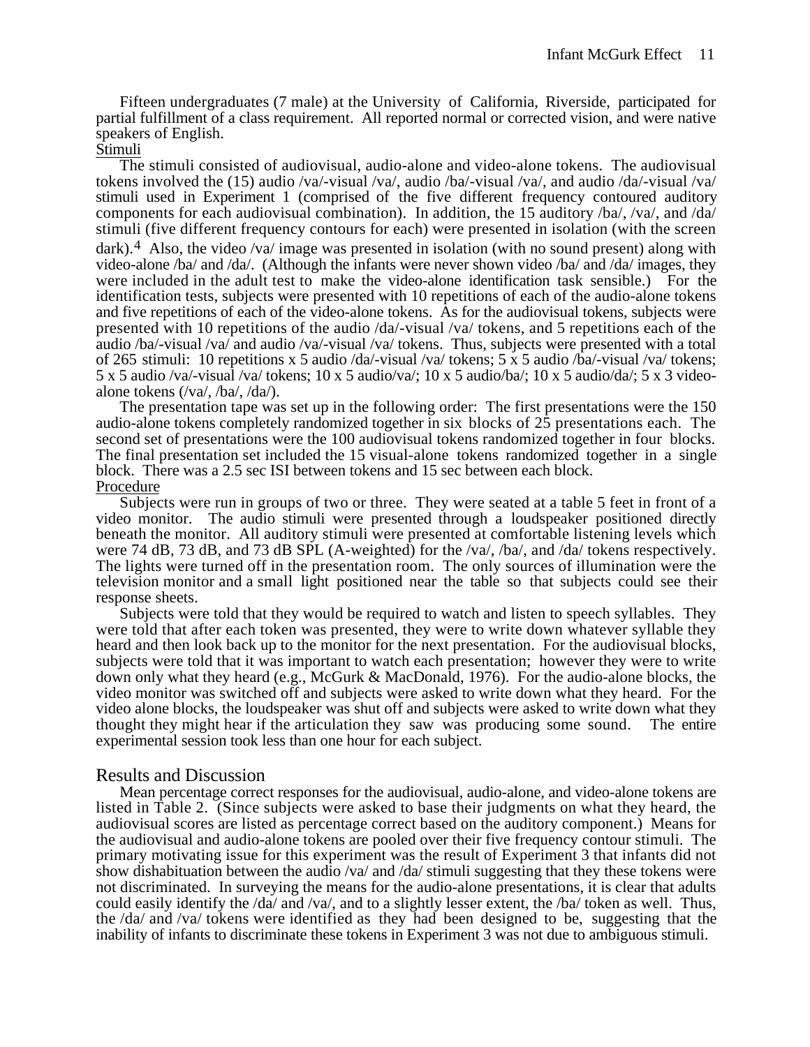Fifteen undergraduates (7 male) at the University of California, Riverside, participated for partial fulfillment of a class requirement. All reported normal or corrected vision, and were native speakers of English.

Stimuli

The stimuli consisted of audiovisual, audio-alone and video-alone tokens. The audiovisual tokens involved the (15) audio /va/-visual /va/, audio /ba/-visual /va/, and audio /da/-visual /va/ stimuli used in Experiment 1 (comprised of the five different frequency contoured auditory components for each audiovisual combination). In addition, the 15 auditory /ba/, /va/, and /da/ stimuli (five different frequency contours for each) were presented in isolation (with the screen dark).[4] Also, the video /va/ image was presented in isolation (with no sound present) along with video-alone /ba/ and /da/. (Although the infants were never shown video /ba/ and /da/ images, they were included in the adult test to make the video-alone identification task sensible.) For the identification tests, subjects were presented with 10 repetitions of each of the audio-alone tokens and five repetitions of each of the video-alone tokens. As for the audiovisual tokens, subjects were presented with 10 repetitions of the audio /da/-visual /va/ tokens, and 5 repetitions each of the audio /ba/-visual /va/ and audio /va/-visual /va/ tokens. Thus, subjects were presented with a total of 265 stimuli: 10 repetitions x 5 audio /da/-visual /va/ tokens; 5 x 5 audio /ba/-visual /va/ tokens; 5 x 5 audio /va/-visual /va/ tokens; 10 x 5 audio/va/; 10 x 5 audio/ba/; 10 x 5 audio/da/; 5 x 3 video-alone tokens (/va/, /ba/, /da/).

The presentation tape was set up in the following order: The first presentations were the 150 audio-alone tokens completely randomized together in six blocks of 25 presentations each. The second set of presentations were the 100 audiovisual tokens randomized together in four blocks. The final presentation set included the 15 visual-alone tokens randomized together in a single block. There was a 2.5 sec ISI between tokens and 15 sec between each block.

Procedure

Subjects were run in groups of two or three. They were seated at a table 5 feet in front of a video monitor. The audio stimuli were presented through a loudspeaker positioned directly beneath the monitor. All auditory stimuli were presented at comfortable listening levels which were 74 dB, 73 dB, and 73 dB SPL (A-weighted) for the /va/, /ba/, and /da/ tokens respectively. The lights were turned off in the presentation room. The only sources of illumination were the television monitor and a small light positioned near the table so that subjects could see their response sheets.

Subjects were told that they would be required to watch and listen to speech syllables. They were told that after each token was presented, they were to write down whatever syllable they heard and then look back up to the monitor for the next presentation. For the audiovisual blocks, subjects were told that it was important to watch each presentation; however they were to write down only what they heard (e.g., McGurk & MacDonald, 1976). For the audio-alone blocks, the video monitor was switched off and subjects were asked to write down what they heard. For the video alone blocks, the loudspeaker was shut off and subjects were asked to write down what they thought they might hear if the articulation they saw was producing some sound. The entire experimental session took less than one hour for each subject.

## Results and Discussion

Mean percentage correct responses for the audiovisual, audio-alone, and video-alone tokens are listed in Table 2. (Since subjects were asked to base their judgments on what they heard, the audiovisual scores are listed as percentage correct based on the auditory component.) Means for the audiovisual and audio-alone tokens are pooled over their five frequency contour stimuli. The primary motivating issue for this experiment was the result of Experiment 3 that infants did not show dishabituation between the audio /va/ and /da/ stimuli suggesting that they these tokens were not discriminated. In surveying the means for the audio-alone presentations, it is clear that adults could easily identify the /da/ and /va/, and to a slightly lesser extent, the /ba/ token as well. Thus, the /da/ and /va/ tokens were identified as they had been designed to be, suggesting that the inability of infants to discriminate these tokens in Experiment 3 was not due to ambiguous stimuli.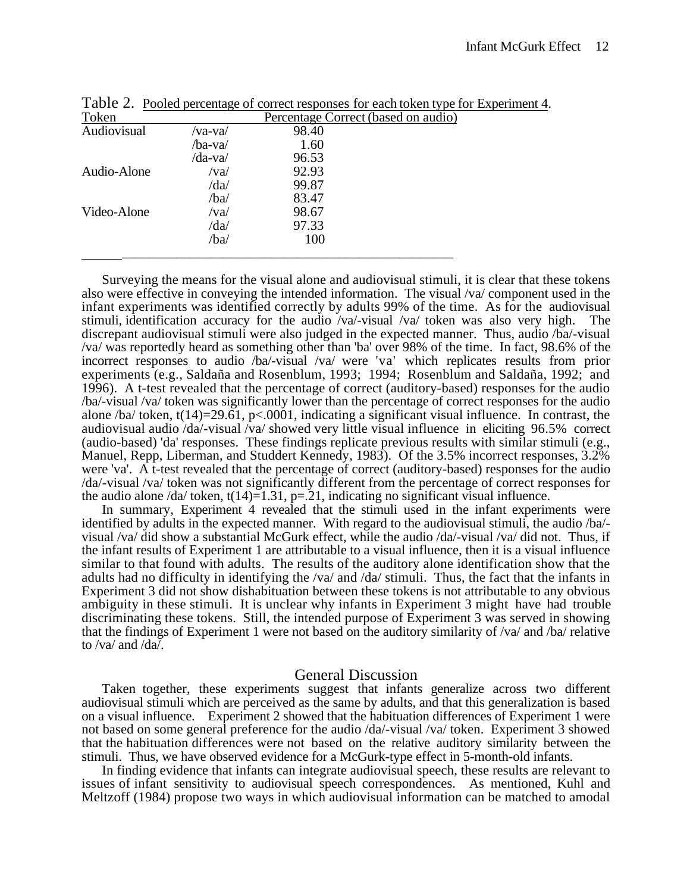Table 2. Pooled percentage of correct responses for each token type for Experiment 4.

| Token | | Percentage Correct (based on audio) |
|---|---|---|
| Audiovisual | /va-va/ | 98.40 |
| | /ba-va/ | 1.60 |
| | /da-va/ | 96.53 |
| Audio-Alone | /va/ | 92.93 |
| | /da/ | 99.87 |
| | /ba/ | 83.47 |
| Video-Alone | /va/ | 98.67 |
| | /da/ | 97.33 |
| | /ba/ | 100 |

Surveying the means for the visual alone and audiovisual stimuli, it is clear that these tokens also were effective in conveying the intended information. The visual /va/ component used in the infant experiments was identified correctly by adults 99% of the time. As for the audiovisual stimuli, identification accuracy for the audio /va/-visual /va/ token was also very high. The discrepant audiovisual stimuli were also judged in the expected manner. Thus, audio /ba/-visual /va/ was reportedly heard as something other than 'ba' over 98% of the time. In fact, 98.6% of the incorrect responses to audio /ba/-visual /va/ were 'va' which replicates results from prior experiments (e.g., Saldaña and Rosenblum, 1993; 1994; Rosenblum and Saldaña, 1992; and 1996). A t-test revealed that the percentage of correct (auditory-based) responses for the audio /ba/-visual /va/ token was significantly lower than the percentage of correct responses for the audio alone /ba/ token, $t(14)=29.61$, $p<.0001$, indicating a significant visual influence. In contrast, the audiovisual audio /da/-visual /va/ showed very little visual influence in eliciting 96.5% correct (audio-based) 'da' responses. These findings replicate previous results with similar stimuli (e.g., Manuel, Repp, Liberman, and Studdert Kennedy, 1983). Of the 3.5% incorrect responses, 3.2% were 'va'. A t-test revealed that the percentage of correct (auditory-based) responses for the audio /da/-visual /va/ token was not significantly different from the percentage of correct responses for the audio alone /da/ token, $t(14)=1.31$, $p=.21$, indicating no significant visual influence.

In summary, Experiment 4 revealed that the stimuli used in the infant experiments were identified by adults in the expected manner. With regard to the audiovisual stimuli, the audio /ba/-visual /va/ did show a substantial McGurk effect, while the audio /da/-visual /va/ did not. Thus, if the infant results of Experiment 1 are attributable to a visual influence, then it is a visual influence similar to that found with adults. The results of the auditory alone identification show that the adults had no difficulty in identifying the /va/ and /da/ stimuli. Thus, the fact that the infants in Experiment 3 did not show dishabituation between these tokens is not attributable to any obvious ambiguity in these stimuli. It is unclear why infants in Experiment 3 might have had trouble discriminating these tokens. Still, the intended purpose of Experiment 3 was served in showing that the findings of Experiment 1 were not based on the auditory similarity of /va/ and /ba/ relative to /va/ and /da/.

## General Discussion

Taken together, these experiments suggest that infants generalize across two different audiovisual stimuli which are perceived as the same by adults, and that this generalization is based on a visual influence. Experiment 2 showed that the habituation differences of Experiment 1 were not based on some general preference for the audio /da/-visual /va/ token. Experiment 3 showed that the habituation differences were not based on the relative auditory similarity between the stimuli. Thus, we have observed evidence for a McGurk-type effect in 5-month-old infants.

In finding evidence that infants can integrate audiovisual speech, these results are relevant to issues of infant sensitivity to audiovisual speech correspondences. As mentioned, Kuhl and Meltzoff (1984) propose two ways in which audiovisual information can be matched to amodal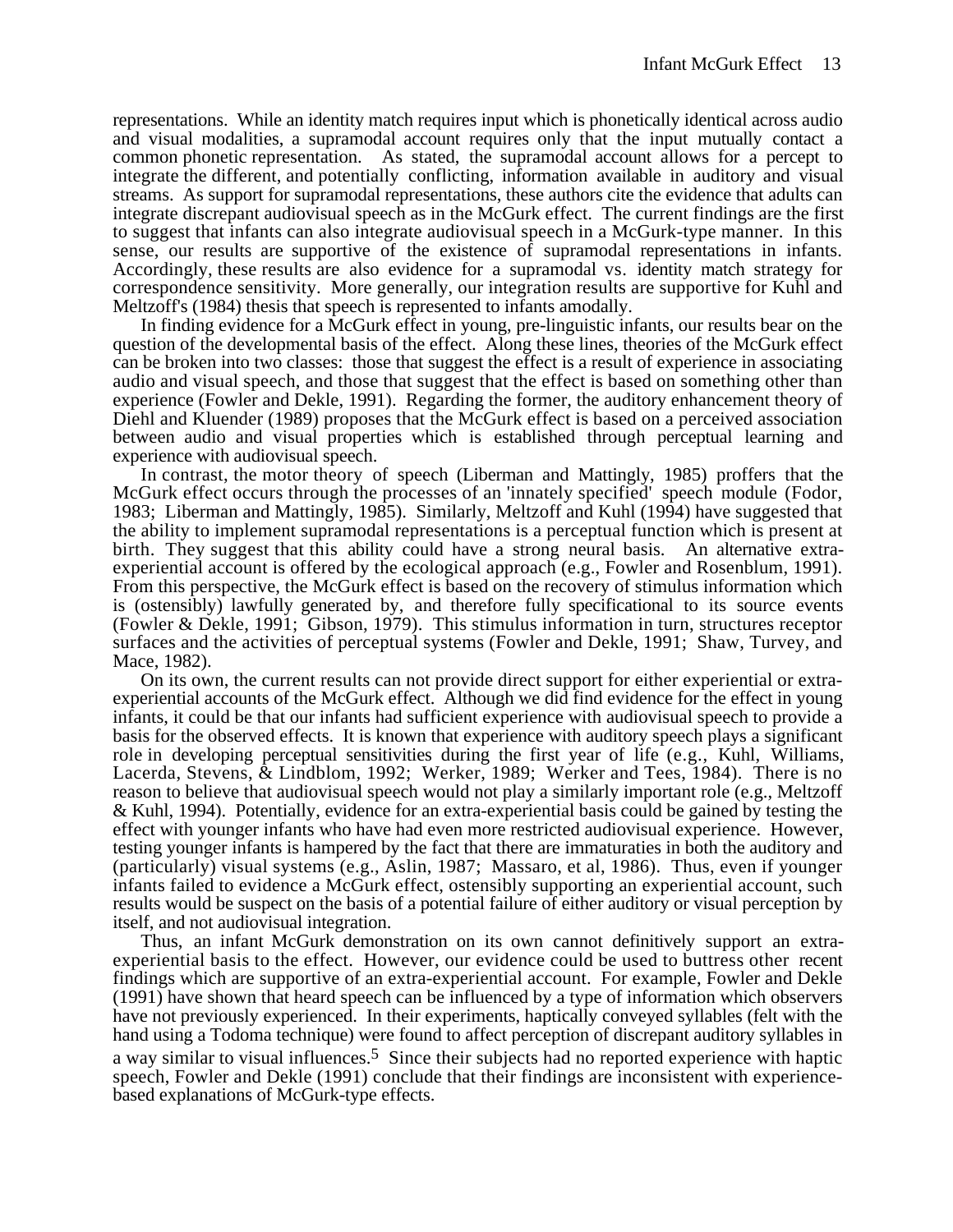representations. While an identity match requires input which is phonetically identical across audio and visual modalities, a supramodal account requires only that the input mutually contact a common phonetic representation. As stated, the supramodal account allows for a percept to integrate the different, and potentially conflicting, information available in auditory and visual streams. As support for supramodal representations, these authors cite the evidence that adults can integrate discrepant audiovisual speech as in the McGurk effect. The current findings are the first to suggest that infants can also integrate audiovisual speech in a McGurk-type manner. In this sense, our results are supportive of the existence of supramodal representations in infants. Accordingly, these results are also evidence for a supramodal vs. identity match strategy for correspondence sensitivity. More generally, our integration results are supportive for Kuhl and Meltzoff's (1984) thesis that speech is represented to infants amodally.

In finding evidence for a McGurk effect in young, pre-linguistic infants, our results bear on the question of the developmental basis of the effect. Along these lines, theories of the McGurk effect can be broken into two classes: those that suggest the effect is a result of experience in associating audio and visual speech, and those that suggest that the effect is based on something other than experience (Fowler and Dekle, 1991). Regarding the former, the auditory enhancement theory of Diehl and Kluender (1989) proposes that the McGurk effect is based on a perceived association between audio and visual properties which is established through perceptual learning and experience with audiovisual speech.

In contrast, the motor theory of speech (Liberman and Mattingly, 1985) proffers that the McGurk effect occurs through the processes of an 'innately specified' speech module (Fodor, 1983; Liberman and Mattingly, 1985). Similarly, Meltzoff and Kuhl (1994) have suggested that the ability to implement supramodal representations is a perceptual function which is present at birth. They suggest that this ability could have a strong neural basis. An alternative extra-experiential account is offered by the ecological approach (e.g., Fowler and Rosenblum, 1991). From this perspective, the McGurk effect is based on the recovery of stimulus information which is (ostensibly) lawfully generated by, and therefore fully specificational to its source events (Fowler & Dekle, 1991; Gibson, 1979). This stimulus information in turn, structures receptor surfaces and the activities of perceptual systems (Fowler and Dekle, 1991; Shaw, Turvey, and Mace, 1982).

On its own, the current results can not provide direct support for either experiential or extra-experiential accounts of the McGurk effect. Although we did find evidence for the effect in young infants, it could be that our infants had sufficient experience with audiovisual speech to provide a basis for the observed effects. It is known that experience with auditory speech plays a significant role in developing perceptual sensitivities during the first year of life (e.g., Kuhl, Williams, Lacerda, Stevens, & Lindblom, 1992; Werker, 1989; Werker and Tees, 1984). There is no reason to believe that audiovisual speech would not play a similarly important role (e.g., Meltzoff & Kuhl, 1994). Potentially, evidence for an extra-experiential basis could be gained by testing the effect with younger infants who have had even more restricted audiovisual experience. However, testing younger infants is hampered by the fact that there are immaturities in both the auditory and (particularly) visual systems (e.g., Aslin, 1987; Massaro, et al, 1986). Thus, even if younger infants failed to evidence a McGurk effect, ostensibly supporting an experiential account, such results would be suspect on the basis of a potential failure of either auditory or visual perception by itself, and not audiovisual integration.

Thus, an infant McGurk demonstration on its own cannot definitively support an extra-experiential basis to the effect. However, our evidence could be used to buttress other recent findings which are supportive of an extra-experiential account. For example, Fowler and Dekle (1991) have shown that heard speech can be influenced by a type of information which observers have not previously experienced. In their experiments, haptically conveyed syllables (felt with the hand using a Todoma technique) were found to affect perception of discrepant auditory syllables in a way similar to visual influences.[5] Since their subjects had no reported experience with haptic speech, Fowler and Dekle (1991) conclude that their findings are inconsistent with experience-based explanations of McGurk-type effects.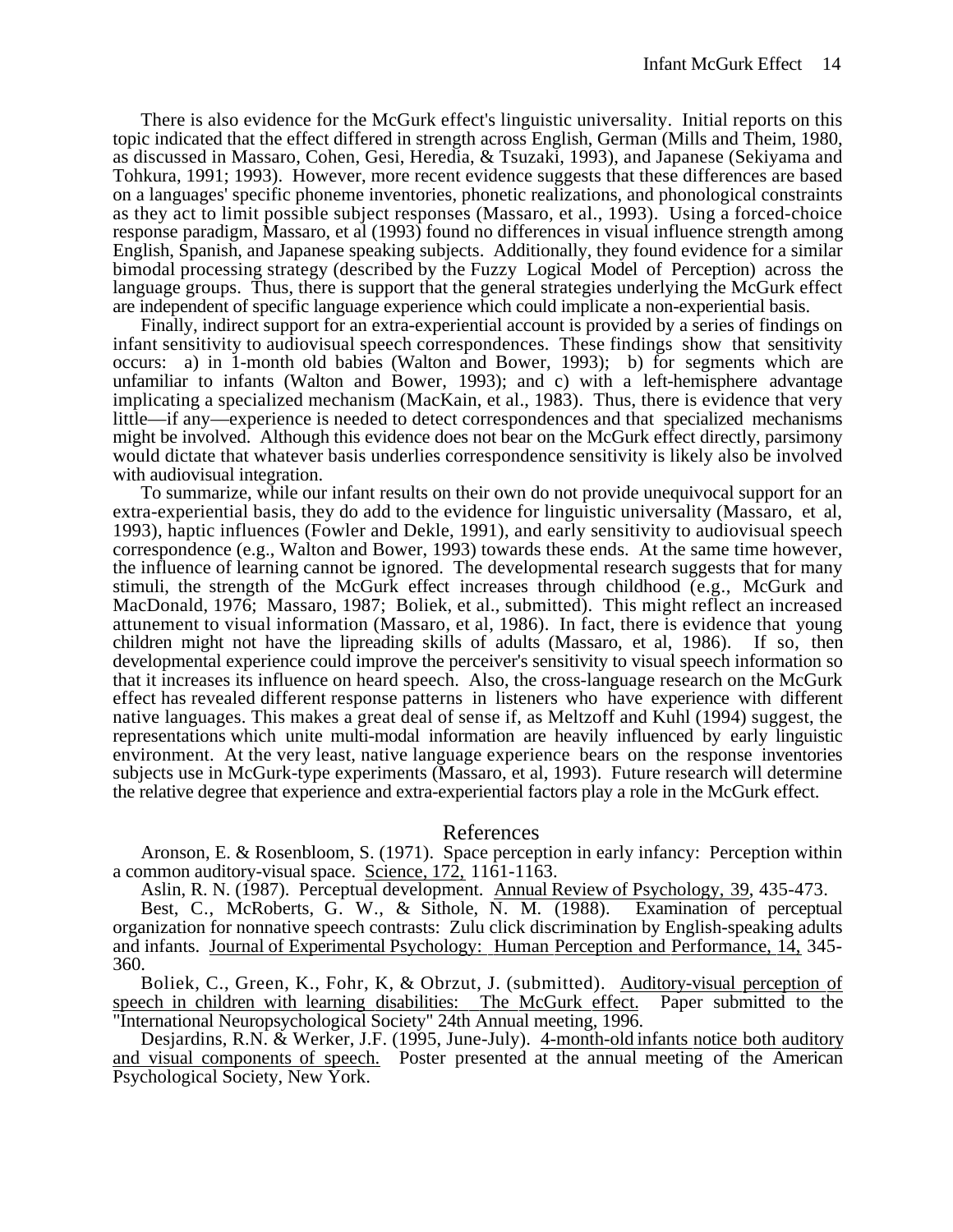There is also evidence for the McGurk effect's linguistic universality. Initial reports on this topic indicated that the effect differed in strength across English, German (Mills and Theim, 1980, as discussed in Massaro, Cohen, Gesi, Heredia, & Tsuzaki, 1993), and Japanese (Sekiyama and Tohkura, 1991; 1993). However, more recent evidence suggests that these differences are based on a languages' specific phoneme inventories, phonetic realizations, and phonological constraints as they act to limit possible subject responses (Massaro, et al., 1993). Using a forced-choice response paradigm, Massaro, et al (1993) found no differences in visual influence strength among English, Spanish, and Japanese speaking subjects. Additionally, they found evidence for a similar bimodal processing strategy (described by the Fuzzy Logical Model of Perception) across the language groups. Thus, there is support that the general strategies underlying the McGurk effect are independent of specific language experience which could implicate a non-experiential basis.

Finally, indirect support for an extra-experiential account is provided by a series of findings on infant sensitivity to audiovisual speech correspondences. These findings show that sensitivity occurs: a) in 1-month old babies (Walton and Bower, 1993); b) for segments which are unfamiliar to infants (Walton and Bower, 1993); and c) with a left-hemisphere advantage implicating a specialized mechanism (MacKain, et al., 1983). Thus, there is evidence that very little—if any—experience is needed to detect correspondences and that specialized mechanisms might be involved. Although this evidence does not bear on the McGurk effect directly, parsimony would dictate that whatever basis underlies correspondence sensitivity is likely also be involved with audiovisual integration.

To summarize, while our infant results on their own do not provide unequivocal support for an extra-experiential basis, they do add to the evidence for linguistic universality (Massaro, et al, 1993), haptic influences (Fowler and Dekle, 1991), and early sensitivity to audiovisual speech correspondence (e.g., Walton and Bower, 1993) towards these ends. At the same time however, the influence of learning cannot be ignored. The developmental research suggests that for many stimuli, the strength of the McGurk effect increases through childhood (e.g., McGurk and MacDonald, 1976; Massaro, 1987; Boliek, et al., submitted). This might reflect an increased attunement to visual information (Massaro, et al, 1986). In fact, there is evidence that young children might not have the lipreading skills of adults (Massaro, et al, 1986). If so, then developmental experience could improve the perceiver's sensitivity to visual speech information so that it increases its influence on heard speech. Also, the cross-language research on the McGurk effect has revealed different response patterns in listeners who have experience with different native languages. This makes a great deal of sense if, as Meltzoff and Kuhl (1994) suggest, the representations which unite multi-modal information are heavily influenced by early linguistic environment. At the very least, native language experience bears on the response inventories subjects use in McGurk-type experiments (Massaro, et al, 1993). Future research will determine the relative degree that experience and extra-experiential factors play a role in the McGurk effect.

## References

Aronson, E. & Rosenbloom, S. (1971). Space perception in early infancy: Perception within a common auditory-visual space. Science, 172, 1161-1163.

Aslin, R. N. (1987). Perceptual development. Annual Review of Psychology, 39, 435-473.

Best, C., McRoberts, G. W., & Sithole, N. M. (1988). Examination of perceptual organization for nonnative speech contrasts: Zulu click discrimination by English-speaking adults and infants. Journal of Experimental Psychology: Human Perception and Performance, 14, 345-360.

Boliek, C., Green, K., Fohr, K, & Obrzut, J. (submitted). Auditory-visual perception of speech in children with learning disabilities: The McGurk effect. Paper submitted to the "International Neuropsychological Society" 24th Annual meeting, 1996.

Desjardins, R.N. & Werker, J.F. (1995, June-July). 4-month-old infants notice both auditory and visual components of speech. Poster presented at the annual meeting of the American Psychological Society, New York.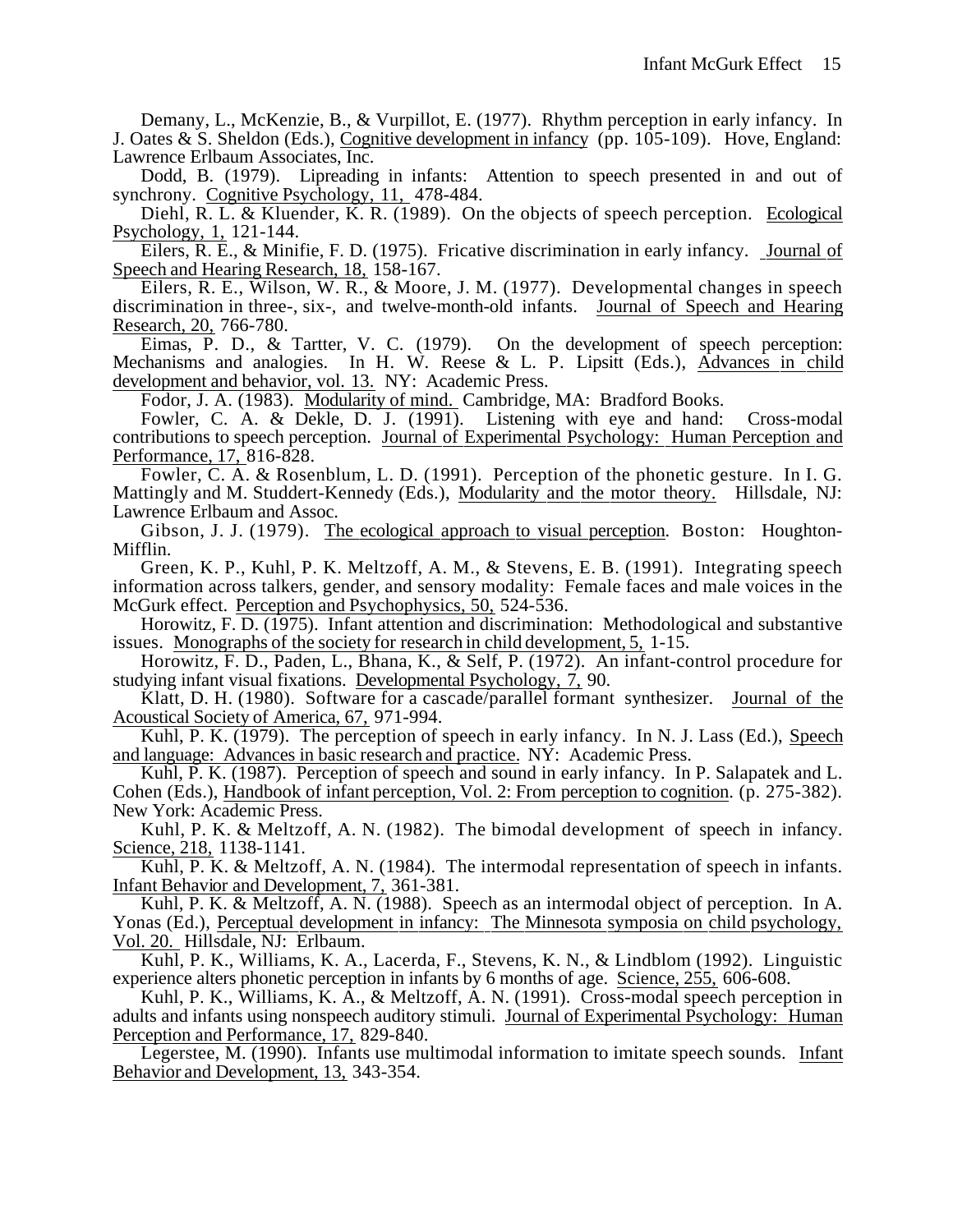Demany, L., McKenzie, B., & Vurpillot, E. (1977). Rhythm perception in early infancy. In J. Oates & S. Sheldon (Eds.), Cognitive development in infancy (pp. 105-109). Hove, England: Lawrence Erlbaum Associates, Inc.

Dodd, B. (1979). Lipreading in infants: Attention to speech presented in and out of synchrony. Cognitive Psychology, 11, 478-484.

Diehl, R. L. & Kluender, K. R. (1989). On the objects of speech perception. Ecological Psychology, 1, 121-144.

Eilers, R. E., & Minifie, F. D. (1975). Fricative discrimination in early infancy. Journal of Speech and Hearing Research, 18, 158-167.

Eilers, R. E., Wilson, W. R., & Moore, J. M. (1977). Developmental changes in speech discrimination in three-, six-, and twelve-month-old infants. Journal of Speech and Hearing Research, 20, 766-780.

Eimas, P. D., & Tartter, V. C. (1979). On the development of speech perception: Mechanisms and analogies. In H. W. Reese & L. P. Lipsitt (Eds.), Advances in child development and behavior, vol. 13. NY: Academic Press.

Fodor, J. A. (1983). Modularity of mind. Cambridge, MA: Bradford Books.

Fowler, C. A. & Dekle, D. J. (1991). Listening with eye and hand: Cross-modal contributions to speech perception. Journal of Experimental Psychology: Human Perception and Performance, 17, 816-828.

Fowler, C. A. & Rosenblum, L. D. (1991). Perception of the phonetic gesture. In I. G. Mattingly and M. Studdert-Kennedy (Eds.), Modularity and the motor theory. Hillsdale, NJ: Lawrence Erlbaum and Assoc.

Gibson, J. J. (1979). The ecological approach to visual perception. Boston: Houghton-Mifflin.

Green, K. P., Kuhl, P. K. Meltzoff, A. M., & Stevens, E. B. (1991). Integrating speech information across talkers, gender, and sensory modality: Female faces and male voices in the McGurk effect. Perception and Psychophysics, 50, 524-536.

Horowitz, F. D. (1975). Infant attention and discrimination: Methodological and substantive issues. Monographs of the society for research in child development, 5, 1-15.

Horowitz, F. D., Paden, L., Bhana, K., & Self, P. (1972). An infant-control procedure for studying infant visual fixations. Developmental Psychology, 7, 90.

Klatt, D. H. (1980). Software for a cascade/parallel formant synthesizer. Journal of the Acoustical Society of America, 67, 971-994.

Kuhl, P. K. (1979). The perception of speech in early infancy. In N. J. Lass (Ed.), Speech and language: Advances in basic research and practice. NY: Academic Press.

Kuhl, P. K. (1987). Perception of speech and sound in early infancy. In P. Salapatek and L. Cohen (Eds.), Handbook of infant perception, Vol. 2: From perception to cognition. (p. 275-382). New York: Academic Press.

Kuhl, P. K. & Meltzoff, A. N. (1982). The bimodal development of speech in infancy. Science, 218, 1138-1141.

Kuhl, P. K. & Meltzoff, A. N. (1984). The intermodal representation of speech in infants. Infant Behavior and Development, 7, 361-381.

Kuhl, P. K. & Meltzoff, A. N. (1988). Speech as an intermodal object of perception. In A. Yonas (Ed.), Perceptual development in infancy: The Minnesota symposia on child psychology, Vol. 20. Hillsdale, NJ: Erlbaum.

Kuhl, P. K., Williams, K. A., Lacerda, F., Stevens, K. N., & Lindblom (1992). Linguistic experience alters phonetic perception in infants by 6 months of age. Science, 255, 606-608.

Kuhl, P. K., Williams, K. A., & Meltzoff, A. N. (1991). Cross-modal speech perception in adults and infants using nonspeech auditory stimuli. Journal of Experimental Psychology: Human Perception and Performance, 17, 829-840.

Legerstee, M. (1990). Infants use multimodal information to imitate speech sounds. Infant Behavior and Development, 13, 343-354.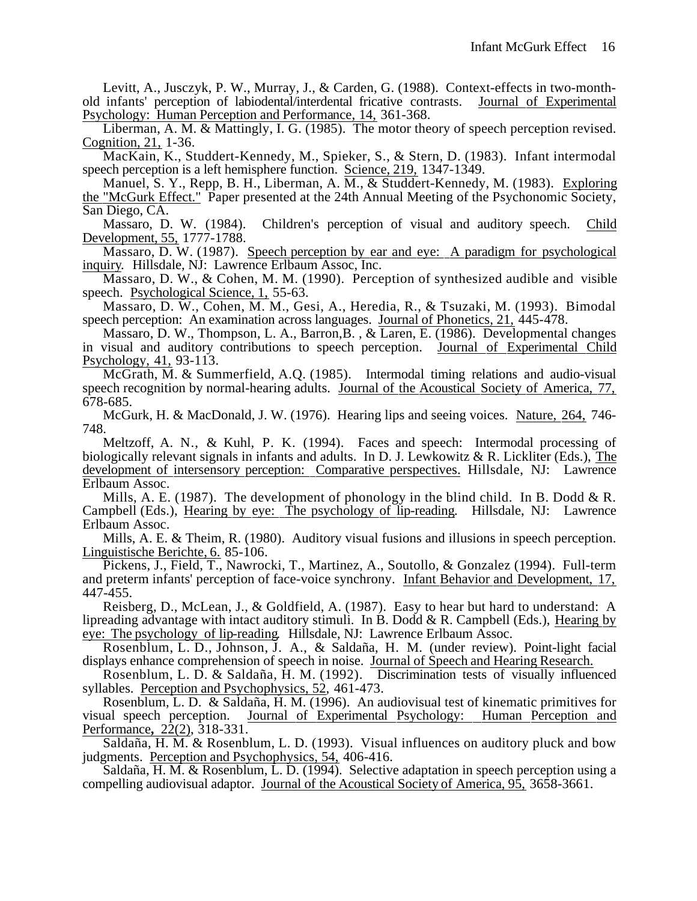Levitt, A., Jusczyk, P. W., Murray, J., & Carden, G. (1988). Context-effects in two-month-old infants' perception of labiodental/interdental fricative contrasts. Journal of Experimental Psychology: Human Perception and Performance, 14, 361-368.

Liberman, A. M. & Mattingly, I. G. (1985). The motor theory of speech perception revised. Cognition, 21, 1-36.

MacKain, K., Studdert-Kennedy, M., Spieker, S., & Stern, D. (1983). Infant intermodal speech perception is a left hemisphere function. Science, 219, 1347-1349.

Manuel, S. Y., Repp, B. H., Liberman, A. M., & Studdert-Kennedy, M. (1983). Exploring the "McGurk Effect." Paper presented at the 24th Annual Meeting of the Psychonomic Society, San Diego, CA.

Massaro, D. W. (1984). Children's perception of visual and auditory speech. Child Development, 55, 1777-1788.

Massaro, D. W. (1987). Speech perception by ear and eye: A paradigm for psychological inquiry. Hillsdale, NJ: Lawrence Erlbaum Assoc, Inc.

Massaro, D. W., & Cohen, M. M. (1990). Perception of synthesized audible and visible speech. Psychological Science, 1, 55-63.

Massaro, D. W., Cohen, M. M., Gesi, A., Heredia, R., & Tsuzaki, M. (1993). Bimodal speech perception: An examination across languages. Journal of Phonetics, 21, 445-478.

Massaro, D. W., Thompson, L. A., Barron,B. , & Laren, E. (1986). Developmental changes in visual and auditory contributions to speech perception. Journal of Experimental Child Psychology, 41, 93-113.

McGrath, M. & Summerfield, A.Q. (1985). Intermodal timing relations and audio-visual speech recognition by normal-hearing adults. Journal of the Acoustical Society of America, 77, 678-685.

McGurk, H. & MacDonald, J. W. (1976). Hearing lips and seeing voices. Nature, 264, 746-748.

Meltzoff, A. N., & Kuhl, P. K. (1994). Faces and speech: Intermodal processing of biologically relevant signals in infants and adults. In D. J. Lewkowitz & R. Lickliter (Eds.), The development of intersensory perception: Comparative perspectives. Hillsdale, NJ: Lawrence Erlbaum Assoc.

Mills, A. E. (1987). The development of phonology in the blind child. In B. Dodd & R. Campbell (Eds.), Hearing by eye: The psychology of lip-reading. Hillsdale, NJ: Lawrence Erlbaum Assoc.

Mills, A. E. & Theim, R. (1980). Auditory visual fusions and illusions in speech perception. Linguistische Berichte, 6. 85-106.

Pickens, J., Field, T., Nawrocki, T., Martinez, A., Soutollo, & Gonzalez (1994). Full-term and preterm infants' perception of face-voice synchrony. Infant Behavior and Development, 17, 447-455.

Reisberg, D., McLean, J., & Goldfield, A. (1987). Easy to hear but hard to understand: A lipreading advantage with intact auditory stimuli. In B. Dodd & R. Campbell (Eds.), Hearing by eye: The psychology of lip-reading. Hillsdale, NJ: Lawrence Erlbaum Assoc.

Rosenblum, L. D., Johnson, J. A., & Saldaña, H. M. (under review). Point-light facial displays enhance comprehension of speech in noise. Journal of Speech and Hearing Research.

Rosenblum, L. D. & Saldaña, H. M. (1992). Discrimination tests of visually influenced syllables. Perception and Psychophysics, 52, 461-473.

Rosenblum, L. D. & Saldaña, H. M. (1996). An audiovisual test of kinematic primitives for visual speech perception. Journal of Experimental Psychology: Human Perception and Performance, 22(2), 318-331.

Saldaña, H. M. & Rosenblum, L. D. (1993). Visual influences on auditory pluck and bow judgments. Perception and Psychophysics, 54, 406-416.

Saldaña, H. M. & Rosenblum, L. D. (1994). Selective adaptation in speech perception using a compelling audiovisual adaptor. Journal of the Acoustical Society of America, 95, 3658-3661.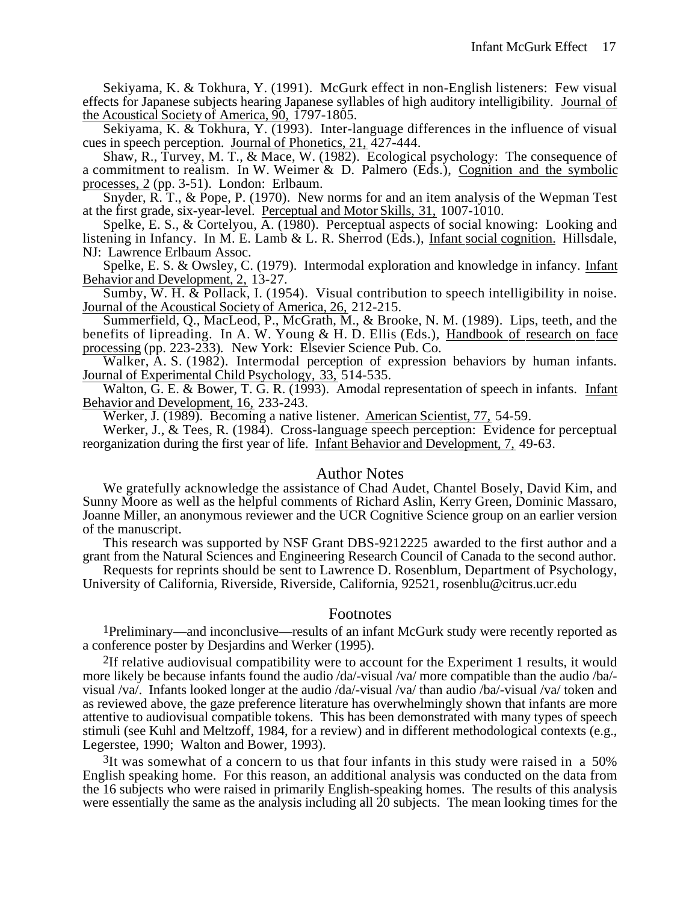Sekiyama, K. & Tokhura, Y. (1991). McGurk effect in non-English listeners: Few visual effects for Japanese subjects hearing Japanese syllables of high auditory intelligibility. Journal of the Acoustical Society of America, 90, 1797-1805.

Sekiyama, K. & Tokhura, Y. (1993). Inter-language differences in the influence of visual cues in speech perception. Journal of Phonetics, 21, 427-444.

Shaw, R., Turvey, M. T., & Mace, W. (1982). Ecological psychology: The consequence of a commitment to realism. In W. Weimer & D. Palmero (Eds.), Cognition and the symbolic processes, 2 (pp. 3-51). London: Erlbaum.

Snyder, R. T., & Pope, P. (1970). New norms for and an item analysis of the Wepman Test at the first grade, six-year-level. Perceptual and Motor Skills, 31, 1007-1010.

Spelke, E. S., & Cortelyou, A. (1980). Perceptual aspects of social knowing: Looking and listening in Infancy. In M. E. Lamb & L. R. Sherrod (Eds.), Infant social cognition. Hillsdale, NJ: Lawrence Erlbaum Assoc.

Spelke, E. S. & Owsley, C. (1979). Intermodal exploration and knowledge in infancy. Infant Behavior and Development, 2, 13-27.

Sumby, W. H. & Pollack, I. (1954). Visual contribution to speech intelligibility in noise. Journal of the Acoustical Society of America, 26, 212-215.

Summerfield, Q., MacLeod, P., McGrath, M., & Brooke, N. M. (1989). Lips, teeth, and the benefits of lipreading. In A. W. Young & H. D. Ellis (Eds.), Handbook of research on face processing (pp. 223-233). New York: Elsevier Science Pub. Co.

Walker, A. S. (1982). Intermodal perception of expression behaviors by human infants. Journal of Experimental Child Psychology, 33, 514-535.

Walton, G. E. & Bower, T. G. R. (1993). Amodal representation of speech in infants. Infant Behavior and Development, 16, 233-243.

Werker, J. (1989). Becoming a native listener. American Scientist, 77, 54-59.

Werker, J., & Tees, R. (1984). Cross-language speech perception: Evidence for perceptual reorganization during the first year of life. Infant Behavior and Development, 7, 49-63.

## Author Notes

We gratefully acknowledge the assistance of Chad Audet, Chantel Bosely, David Kim, and Sunny Moore as well as the helpful comments of Richard Aslin, Kerry Green, Dominic Massaro, Joanne Miller, an anonymous reviewer and the UCR Cognitive Science group on an earlier version of the manuscript.

This research was supported by NSF Grant DBS-9212225 awarded to the first author and a grant from the Natural Sciences and Engineering Research Council of Canada to the second author.

Requests for reprints should be sent to Lawrence D. Rosenblum, Department of Psychology, University of California, Riverside, Riverside, California, 92521, rosenblu@citrus.ucr.edu

## Footnotes

[1]Preliminary—and inconclusive—results of an infant McGurk study were recently reported as a conference poster by Desjardins and Werker (1995).

[2]If relative audiovisual compatibility were to account for the Experiment 1 results, it would more likely be because infants found the audio /da/-visual /va/ more compatible than the audio /ba/-visual /va/. Infants looked longer at the audio /da/-visual /va/ than audio /ba/-visual /va/ token and as reviewed above, the gaze preference literature has overwhelmingly shown that infants are more attentive to audiovisual compatible tokens. This has been demonstrated with many types of speech stimuli (see Kuhl and Meltzoff, 1984, for a review) and in different methodological contexts (e.g., Legerstee, 1990; Walton and Bower, 1993).

[3]It was somewhat of a concern to us that four infants in this study were raised in a 50% English speaking home. For this reason, an additional analysis was conducted on the data from the 16 subjects who were raised in primarily English-speaking homes. The results of this analysis were essentially the same as the analysis including all 20 subjects. The mean looking times for the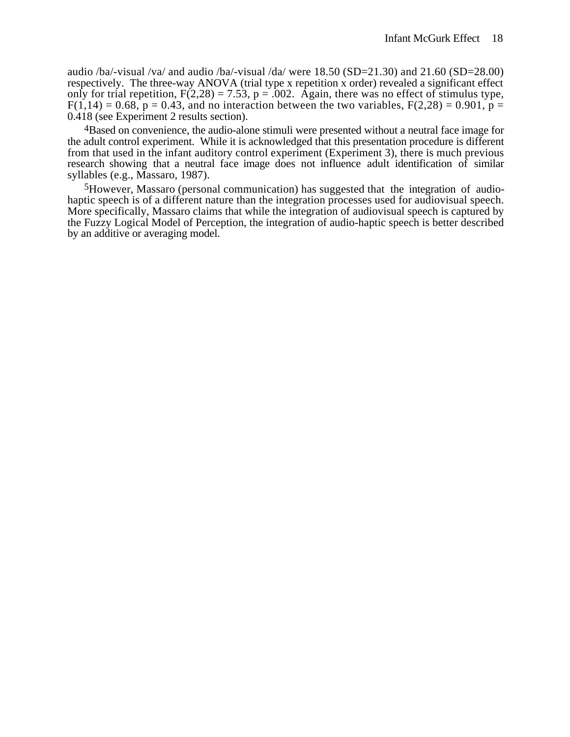audio /ba/-visual /va/ and audio /ba/-visual /da/ were 18.50 (SD=21.30) and 21.60 (SD=28.00) respectively. The three-way ANOVA (trial type x repetition x order) revealed a significant effect only for trial repetition, $F(2,28) = 7.53$, $p = .002$. Again, there was no effect of stimulus type, $F(1,14) = 0.68$, $p = 0.43$, and no interaction between the two variables, $F(2,28) = 0.901$, $p = 0.418$ (see Experiment 2 results section).

[4]Based on convenience, the audio-alone stimuli were presented without a neutral face image for the adult control experiment. While it is acknowledged that this presentation procedure is different from that used in the infant auditory control experiment (Experiment 3), there is much previous research showing that a neutral face image does not influence adult identification of similar syllables (e.g., Massaro, 1987).

[5]However, Massaro (personal communication) has suggested that the integration of audio-haptic speech is of a different nature than the integration processes used for audiovisual speech. More specifically, Massaro claims that while the integration of audiovisual speech is captured by the Fuzzy Logical Model of Perception, the integration of audio-haptic speech is better described by an additive or averaging model.